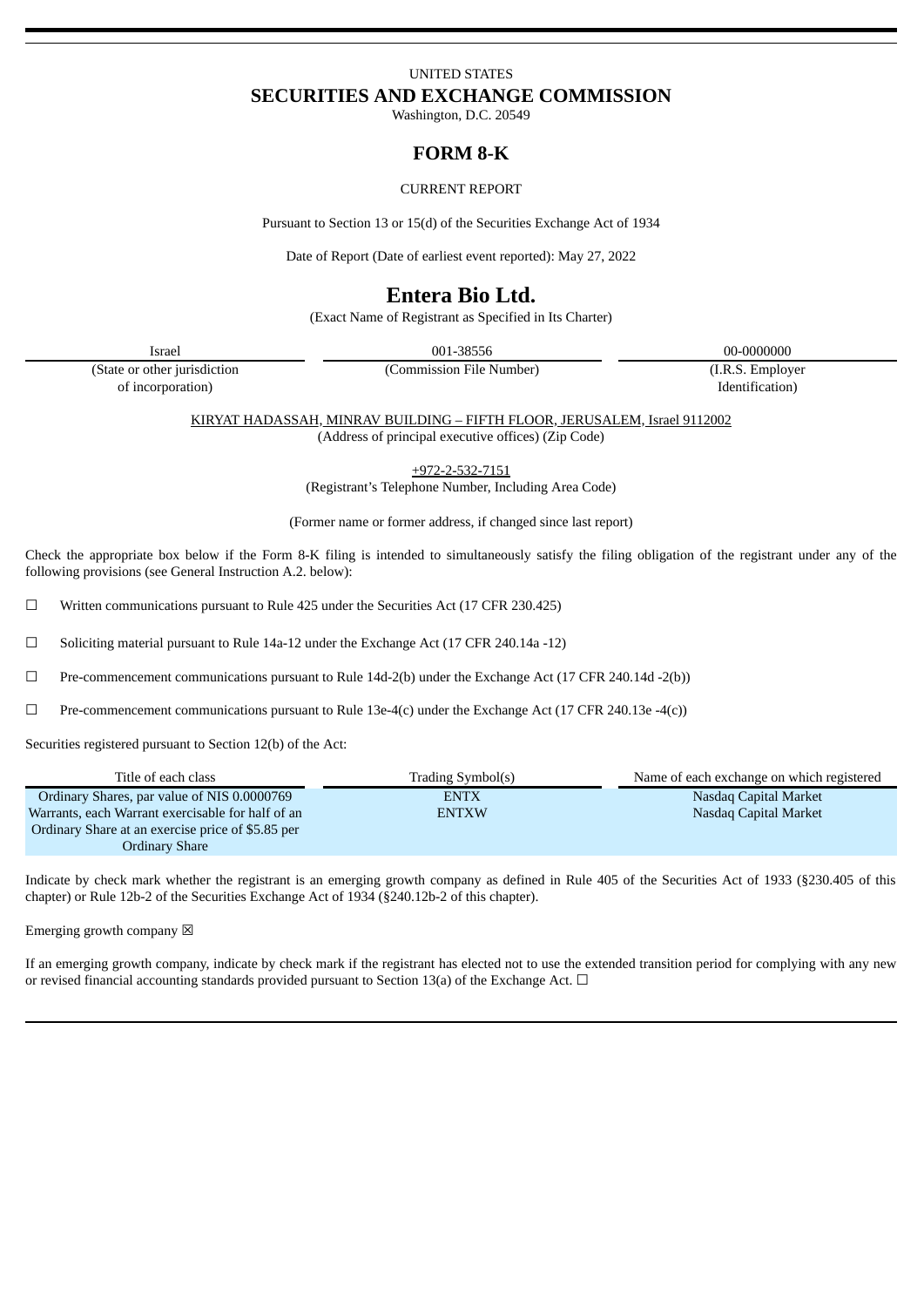UNITED STATES

# SECURITIES AND EXCHANGE COMMISSION

Washington, D.C. 20549

## FORM 8-K

CURRENT REPORT

Pursuant to Section 13 or 15(d) of the Securities Exchange Act of 1934

Date of Report (Date of earliest event reported): May 27, 2022

# Entera Bio Ltd.

(Exact Name of Registrant as Specified in Its Charter)

| Israel | 001-38556 | 00-0000000 |
|---|---|---|
| (State or other jurisdiction of incorporation) | (Commission File Number) | (I.R.S. Employer Identification) |

KIRYAT HADASSAH, MINRAV BUILDING – FIFTH FLOOR, JERUSALEM, Israel 9112002
(Address of principal executive offices) (Zip Code)

+972-2-532-7151
(Registrant's Telephone Number, Including Area Code)

(Former name or former address, if changed since last report)

Check the appropriate box below if the Form 8-K filing is intended to simultaneously satisfy the filing obligation of the registrant under any of the following provisions (see General Instruction A.2. below):

☐ Written communications pursuant to Rule 425 under the Securities Act (17 CFR 230.425)

☐ Soliciting material pursuant to Rule 14a-12 under the Exchange Act (17 CFR 240.14a -12)

☐ Pre-commencement communications pursuant to Rule 14d-2(b) under the Exchange Act (17 CFR 240.14d -2(b))

☐ Pre-commencement communications pursuant to Rule 13e-4(c) under the Exchange Act (17 CFR 240.13e -4(c))

Securities registered pursuant to Section 12(b) of the Act:

| Title of each class | Trading Symbol(s) | Name of each exchange on which registered |
|---|---|---|
| Ordinary Shares, par value of NIS 0.0000769 | ENTX | Nasdaq Capital Market |
| Warrants, each Warrant exercisable for half of an Ordinary Share at an exercise price of $5.85 per Ordinary Share | ENTXW | Nasdaq Capital Market |

Indicate by check mark whether the registrant is an emerging growth company as defined in Rule 405 of the Securities Act of 1933 (§230.405 of this chapter) or Rule 12b-2 of the Securities Exchange Act of 1934 (§240.12b-2 of this chapter).

Emerging growth company ☒

If an emerging growth company, indicate by check mark if the registrant has elected not to use the extended transition period for complying with any new or revised financial accounting standards provided pursuant to Section 13(a) of the Exchange Act. ☐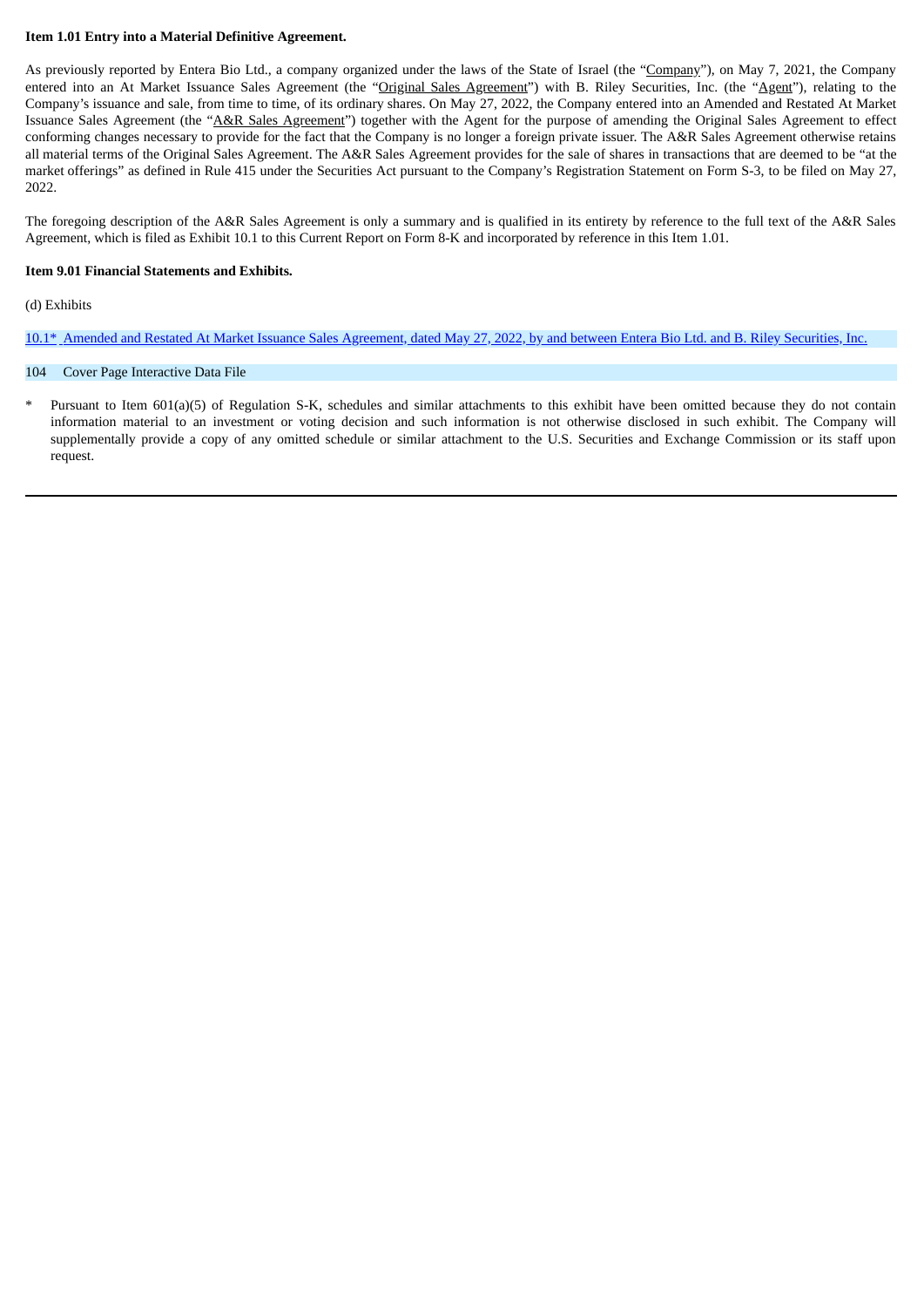**Item 1.01 Entry into a Material Definitive Agreement.**

As previously reported by Entera Bio Ltd., a company organized under the laws of the State of Israel (the "Company"), on May 7, 2021, the Company entered into an At Market Issuance Sales Agreement (the "Original Sales Agreement") with B. Riley Securities, Inc. (the "Agent"), relating to the Company's issuance and sale, from time to time, of its ordinary shares. On May 27, 2022, the Company entered into an Amended and Restated At Market Issuance Sales Agreement (the "A&R Sales Agreement") together with the Agent for the purpose of amending the Original Sales Agreement to effect conforming changes necessary to provide for the fact that the Company is no longer a foreign private issuer. The A&R Sales Agreement otherwise retains all material terms of the Original Sales Agreement. The A&R Sales Agreement provides for the sale of shares in transactions that are deemed to be "at the market offerings" as defined in Rule 415 under the Securities Act pursuant to the Company's Registration Statement on Form S-3, to be filed on May 27, 2022.

The foregoing description of the A&R Sales Agreement is only a summary and is qualified in its entirety by reference to the full text of the A&R Sales Agreement, which is filed as Exhibit 10.1 to this Current Report on Form 8-K and incorporated by reference in this Item 1.01.

**Item 9.01 Financial Statements and Exhibits.**

(d) Exhibits

| | |
|---|---|
| 10.1* | Amended and Restated At Market Issuance Sales Agreement, dated May 27, 2022, by and between Entera Bio Ltd. and B. Riley Securities, Inc. |
| 104 | Cover Page Interactive Data File |

\* Pursuant to Item 601(a)(5) of Regulation S-K, schedules and similar attachments to this exhibit have been omitted because they do not contain information material to an investment or voting decision and such information is not otherwise disclosed in such exhibit. The Company will supplementally provide a copy of any omitted schedule or similar attachment to the U.S. Securities and Exchange Commission or its staff upon request.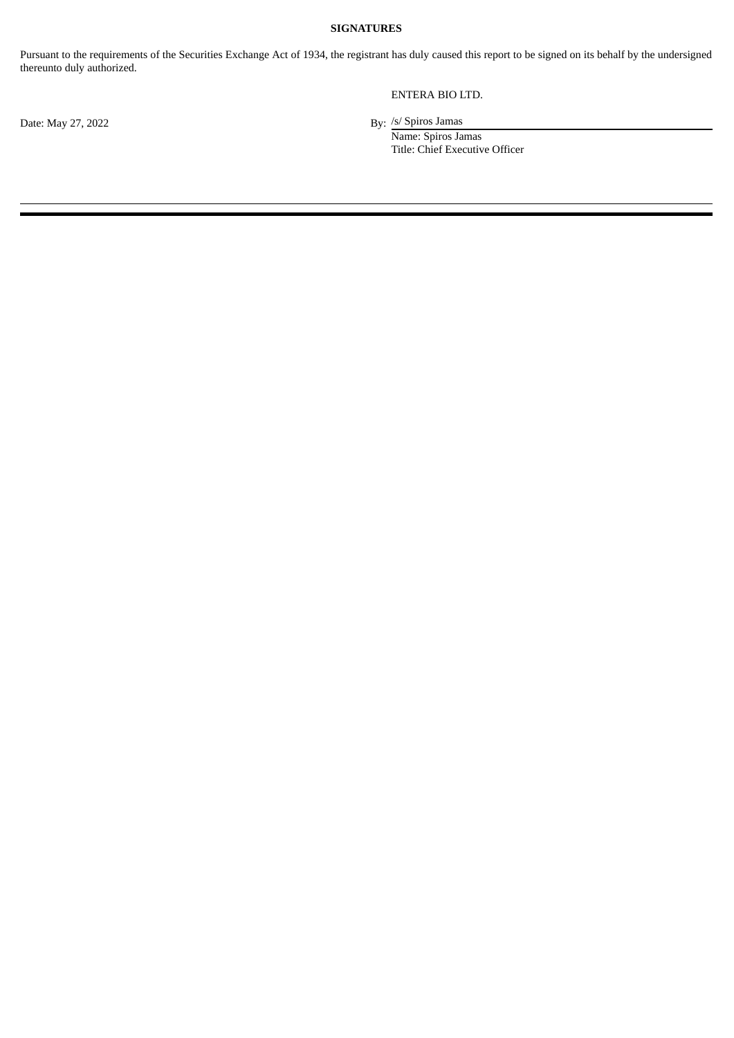**SIGNATURES**

Pursuant to the requirements of the Securities Exchange Act of 1934, the registrant has duly caused this report to be signed on its behalf by the undersigned thereunto duly authorized.

ENTERA BIO LTD.

Date: May 27, 2022

By: /s/ Spiros Jamas
Name: Spiros Jamas
Title: Chief Executive Officer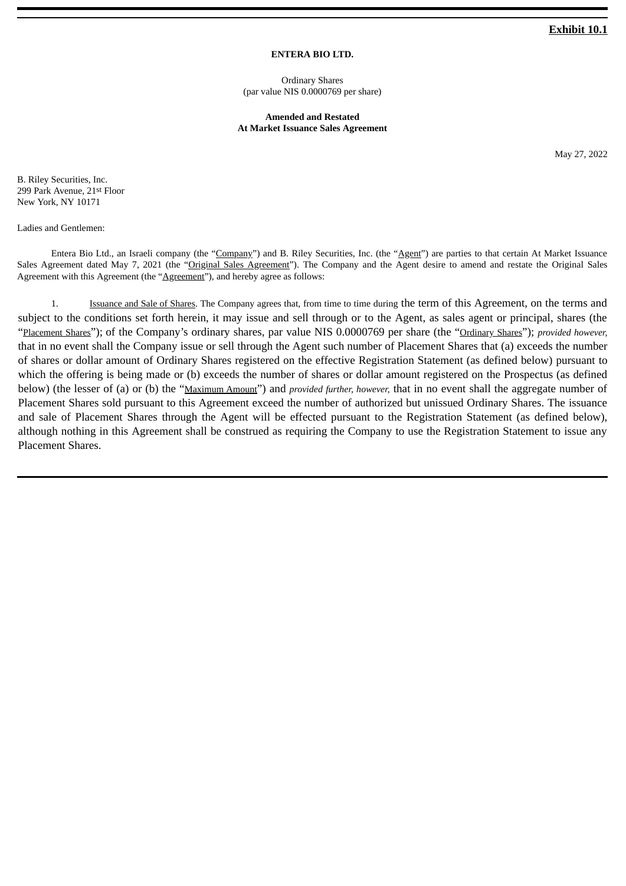**Exhibit 10.1**

**ENTERA BIO LTD.**

Ordinary Shares
(par value NIS 0.0000769 per share)

**Amended and Restated**
**At Market Issuance Sales Agreement**

May 27, 2022

B. Riley Securities, Inc.
299 Park Avenue, 21st Floor
New York, NY 10171

Ladies and Gentlemen:

Entera Bio Ltd., an Israeli company (the "Company") and B. Riley Securities, Inc. (the "Agent") are parties to that certain At Market Issuance Sales Agreement dated May 7, 2021 (the "Original Sales Agreement"). The Company and the Agent desire to amend and restate the Original Sales Agreement with this Agreement (the "Agreement"), and hereby agree as follows:

1. Issuance and Sale of Shares. The Company agrees that, from time to time during the term of this Agreement, on the terms and subject to the conditions set forth herein, it may issue and sell through or to the Agent, as sales agent or principal, shares (the "Placement Shares"); of the Company's ordinary shares, par value NIS 0.0000769 per share (the "Ordinary Shares"); *provided however,* that in no event shall the Company issue or sell through the Agent such number of Placement Shares that (a) exceeds the number of shares or dollar amount of Ordinary Shares registered on the effective Registration Statement (as defined below) pursuant to which the offering is being made or (b) exceeds the number of shares or dollar amount registered on the Prospectus (as defined below) (the lesser of (a) or (b) the "Maximum Amount") and *provided further, however,* that in no event shall the aggregate number of Placement Shares sold pursuant to this Agreement exceed the number of authorized but unissued Ordinary Shares. The issuance and sale of Placement Shares through the Agent will be effected pursuant to the Registration Statement (as defined below), although nothing in this Agreement shall be construed as requiring the Company to use the Registration Statement to issue any Placement Shares.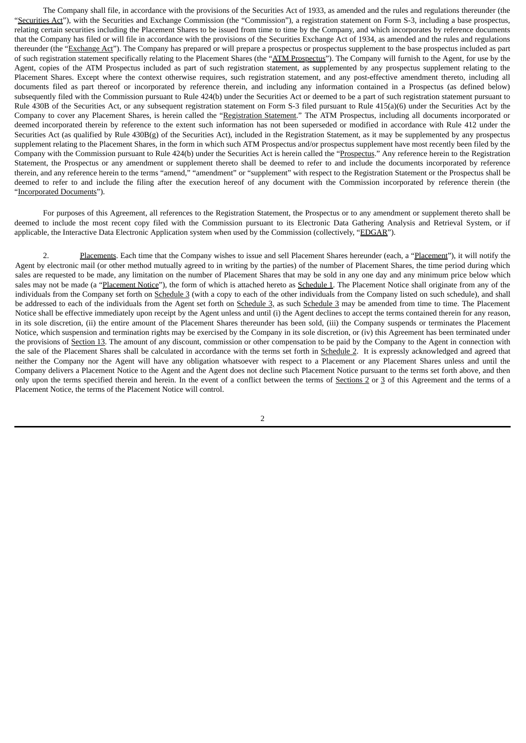The Company shall file, in accordance with the provisions of the Securities Act of 1933, as amended and the rules and regulations thereunder (the "Securities Act"), with the Securities and Exchange Commission (the "Commission"), a registration statement on Form S-3, including a base prospectus, relating certain securities including the Placement Shares to be issued from time to time by the Company, and which incorporates by reference documents that the Company has filed or will file in accordance with the provisions of the Securities Exchange Act of 1934, as amended and the rules and regulations thereunder (the "Exchange Act"). The Company has prepared or will prepare a prospectus or prospectus supplement to the base prospectus included as part of such registration statement specifically relating to the Placement Shares (the "ATM Prospectus"). The Company will furnish to the Agent, for use by the Agent, copies of the ATM Prospectus included as part of such registration statement, as supplemented by any prospectus supplement relating to the Placement Shares. Except where the context otherwise requires, such registration statement, and any post-effective amendment thereto, including all documents filed as part thereof or incorporated by reference therein, and including any information contained in a Prospectus (as defined below) subsequently filed with the Commission pursuant to Rule 424(b) under the Securities Act or deemed to be a part of such registration statement pursuant to Rule 430B of the Securities Act, or any subsequent registration statement on Form S-3 filed pursuant to Rule 415(a)(6) under the Securities Act by the Company to cover any Placement Shares, is herein called the "Registration Statement." The ATM Prospectus, including all documents incorporated or deemed incorporated therein by reference to the extent such information has not been superseded or modified in accordance with Rule 412 under the Securities Act (as qualified by Rule 430B(g) of the Securities Act), included in the Registration Statement, as it may be supplemented by any prospectus supplement relating to the Placement Shares, in the form in which such ATM Prospectus and/or prospectus supplement have most recently been filed by the Company with the Commission pursuant to Rule 424(b) under the Securities Act is herein called the "Prospectus." Any reference herein to the Registration Statement, the Prospectus or any amendment or supplement thereto shall be deemed to refer to and include the documents incorporated by reference therein, and any reference herein to the terms "amend," "amendment" or "supplement" with respect to the Registration Statement or the Prospectus shall be deemed to refer to and include the filing after the execution hereof of any document with the Commission incorporated by reference therein (the "Incorporated Documents").

For purposes of this Agreement, all references to the Registration Statement, the Prospectus or to any amendment or supplement thereto shall be deemed to include the most recent copy filed with the Commission pursuant to its Electronic Data Gathering Analysis and Retrieval System, or if applicable, the Interactive Data Electronic Application system when used by the Commission (collectively, "EDGAR").

2. Placements. Each time that the Company wishes to issue and sell Placement Shares hereunder (each, a "Placement"), it will notify the Agent by electronic mail (or other method mutually agreed to in writing by the parties) of the number of Placement Shares, the time period during which sales are requested to be made, any limitation on the number of Placement Shares that may be sold in any one day and any minimum price below which sales may not be made (a "Placement Notice"), the form of which is attached hereto as Schedule 1. The Placement Notice shall originate from any of the individuals from the Company set forth on Schedule 3 (with a copy to each of the other individuals from the Company listed on such schedule), and shall be addressed to each of the individuals from the Agent set forth on Schedule 3, as such Schedule 3 may be amended from time to time. The Placement Notice shall be effective immediately upon receipt by the Agent unless and until (i) the Agent declines to accept the terms contained therein for any reason, in its sole discretion, (ii) the entire amount of the Placement Shares thereunder has been sold, (iii) the Company suspends or terminates the Placement Notice, which suspension and termination rights may be exercised by the Company in its sole discretion, or (iv) this Agreement has been terminated under the provisions of Section 13. The amount of any discount, commission or other compensation to be paid by the Company to the Agent in connection with the sale of the Placement Shares shall be calculated in accordance with the terms set forth in Schedule 2. It is expressly acknowledged and agreed that neither the Company nor the Agent will have any obligation whatsoever with respect to a Placement or any Placement Shares unless and until the Company delivers a Placement Notice to the Agent and the Agent does not decline such Placement Notice pursuant to the terms set forth above, and then only upon the terms specified therein and herein. In the event of a conflict between the terms of Sections 2 or 3 of this Agreement and the terms of a Placement Notice, the terms of the Placement Notice will control.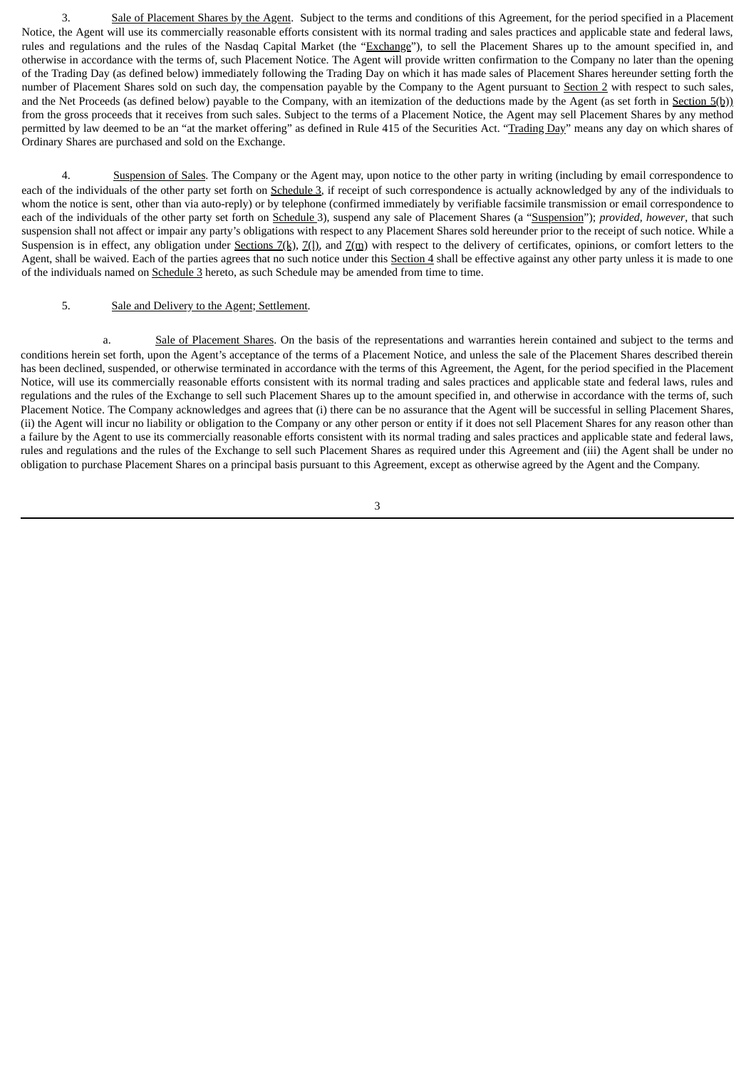3. Sale of Placement Shares by the Agent. Subject to the terms and conditions of this Agreement, for the period specified in a Placement Notice, the Agent will use its commercially reasonable efforts consistent with its normal trading and sales practices and applicable state and federal laws, rules and regulations and the rules of the Nasdaq Capital Market (the "Exchange"), to sell the Placement Shares up to the amount specified in, and otherwise in accordance with the terms of, such Placement Notice. The Agent will provide written confirmation to the Company no later than the opening of the Trading Day (as defined below) immediately following the Trading Day on which it has made sales of Placement Shares hereunder setting forth the number of Placement Shares sold on such day, the compensation payable by the Company to the Agent pursuant to Section 2 with respect to such sales, and the Net Proceeds (as defined below) payable to the Company, with an itemization of the deductions made by the Agent (as set forth in Section 5(b)) from the gross proceeds that it receives from such sales. Subject to the terms of a Placement Notice, the Agent may sell Placement Shares by any method permitted by law deemed to be an "at the market offering" as defined in Rule 415 of the Securities Act. "Trading Day" means any day on which shares of Ordinary Shares are purchased and sold on the Exchange.

4. Suspension of Sales. The Company or the Agent may, upon notice to the other party in writing (including by email correspondence to each of the individuals of the other party set forth on Schedule 3, if receipt of such correspondence is actually acknowledged by any of the individuals to whom the notice is sent, other than via auto-reply) or by telephone (confirmed immediately by verifiable facsimile transmission or email correspondence to each of the individuals of the other party set forth on Schedule 3), suspend any sale of Placement Shares (a "Suspension"); *provided, however*, that such suspension shall not affect or impair any party's obligations with respect to any Placement Shares sold hereunder prior to the receipt of such notice. While a Suspension is in effect, any obligation under Sections 7(k), 7(l), and 7(m) with respect to the delivery of certificates, opinions, or comfort letters to the Agent, shall be waived. Each of the parties agrees that no such notice under this Section 4 shall be effective against any other party unless it is made to one of the individuals named on Schedule 3 hereto, as such Schedule may be amended from time to time.

5. Sale and Delivery to the Agent; Settlement.

a. Sale of Placement Shares. On the basis of the representations and warranties herein contained and subject to the terms and conditions herein set forth, upon the Agent's acceptance of the terms of a Placement Notice, and unless the sale of the Placement Shares described therein has been declined, suspended, or otherwise terminated in accordance with the terms of this Agreement, the Agent, for the period specified in the Placement Notice, will use its commercially reasonable efforts consistent with its normal trading and sales practices and applicable state and federal laws, rules and regulations and the rules of the Exchange to sell such Placement Shares up to the amount specified in, and otherwise in accordance with the terms of, such Placement Notice. The Company acknowledges and agrees that (i) there can be no assurance that the Agent will be successful in selling Placement Shares, (ii) the Agent will incur no liability or obligation to the Company or any other person or entity if it does not sell Placement Shares for any reason other than a failure by the Agent to use its commercially reasonable efforts consistent with its normal trading and sales practices and applicable state and federal laws, rules and regulations and the rules of the Exchange to sell such Placement Shares as required under this Agreement and (iii) the Agent shall be under no obligation to purchase Placement Shares on a principal basis pursuant to this Agreement, except as otherwise agreed by the Agent and the Company.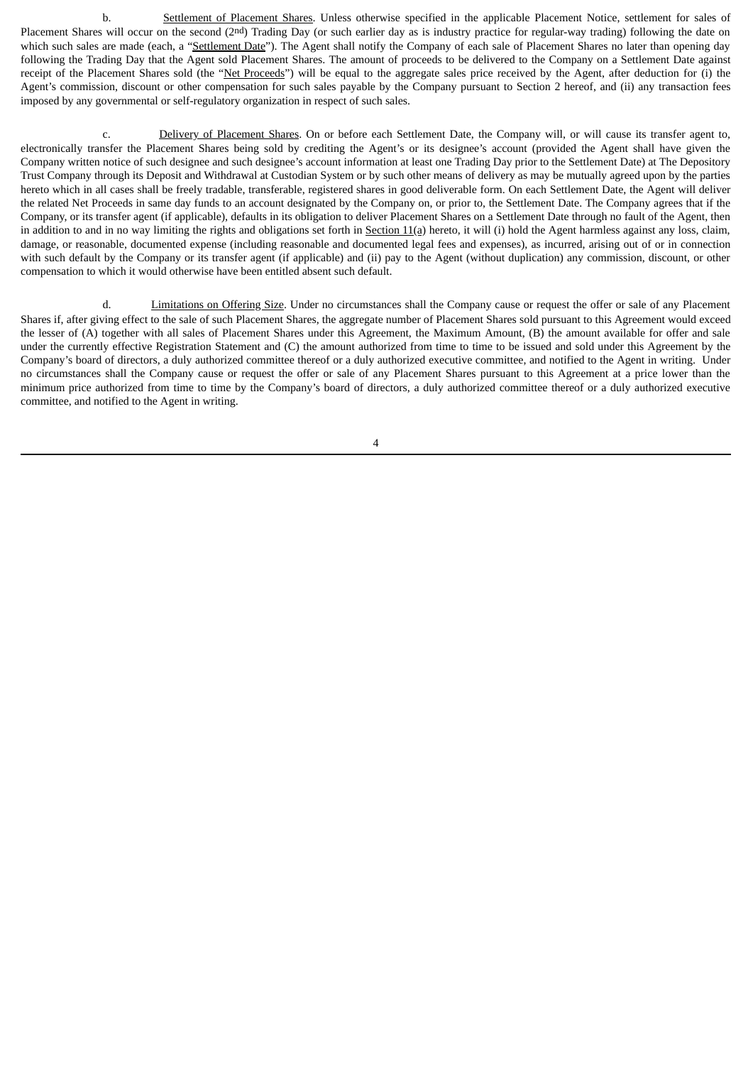b. Settlement of Placement Shares. Unless otherwise specified in the applicable Placement Notice, settlement for sales of Placement Shares will occur on the second (2nd) Trading Day (or such earlier day as is industry practice for regular-way trading) following the date on which such sales are made (each, a "Settlement Date"). The Agent shall notify the Company of each sale of Placement Shares no later than opening day following the Trading Day that the Agent sold Placement Shares. The amount of proceeds to be delivered to the Company on a Settlement Date against receipt of the Placement Shares sold (the "Net Proceeds") will be equal to the aggregate sales price received by the Agent, after deduction for (i) the Agent's commission, discount or other compensation for such sales payable by the Company pursuant to Section 2 hereof, and (ii) any transaction fees imposed by any governmental or self-regulatory organization in respect of such sales.

c. Delivery of Placement Shares. On or before each Settlement Date, the Company will, or will cause its transfer agent to, electronically transfer the Placement Shares being sold by crediting the Agent's or its designee's account (provided the Agent shall have given the Company written notice of such designee and such designee's account information at least one Trading Day prior to the Settlement Date) at The Depository Trust Company through its Deposit and Withdrawal at Custodian System or by such other means of delivery as may be mutually agreed upon by the parties hereto which in all cases shall be freely tradable, transferable, registered shares in good deliverable form. On each Settlement Date, the Agent will deliver the related Net Proceeds in same day funds to an account designated by the Company on, or prior to, the Settlement Date. The Company agrees that if the Company, or its transfer agent (if applicable), defaults in its obligation to deliver Placement Shares on a Settlement Date through no fault of the Agent, then in addition to and in no way limiting the rights and obligations set forth in Section 11(a) hereto, it will (i) hold the Agent harmless against any loss, claim, damage, or reasonable, documented expense (including reasonable and documented legal fees and expenses), as incurred, arising out of or in connection with such default by the Company or its transfer agent (if applicable) and (ii) pay to the Agent (without duplication) any commission, discount, or other compensation to which it would otherwise have been entitled absent such default.

d. Limitations on Offering Size. Under no circumstances shall the Company cause or request the offer or sale of any Placement Shares if, after giving effect to the sale of such Placement Shares, the aggregate number of Placement Shares sold pursuant to this Agreement would exceed the lesser of (A) together with all sales of Placement Shares under this Agreement, the Maximum Amount, (B) the amount available for offer and sale under the currently effective Registration Statement and (C) the amount authorized from time to time to be issued and sold under this Agreement by the Company's board of directors, a duly authorized committee thereof or a duly authorized executive committee, and notified to the Agent in writing. Under no circumstances shall the Company cause or request the offer or sale of any Placement Shares pursuant to this Agreement at a price lower than the minimum price authorized from time to time by the Company's board of directors, a duly authorized committee thereof or a duly authorized executive committee, and notified to the Agent in writing.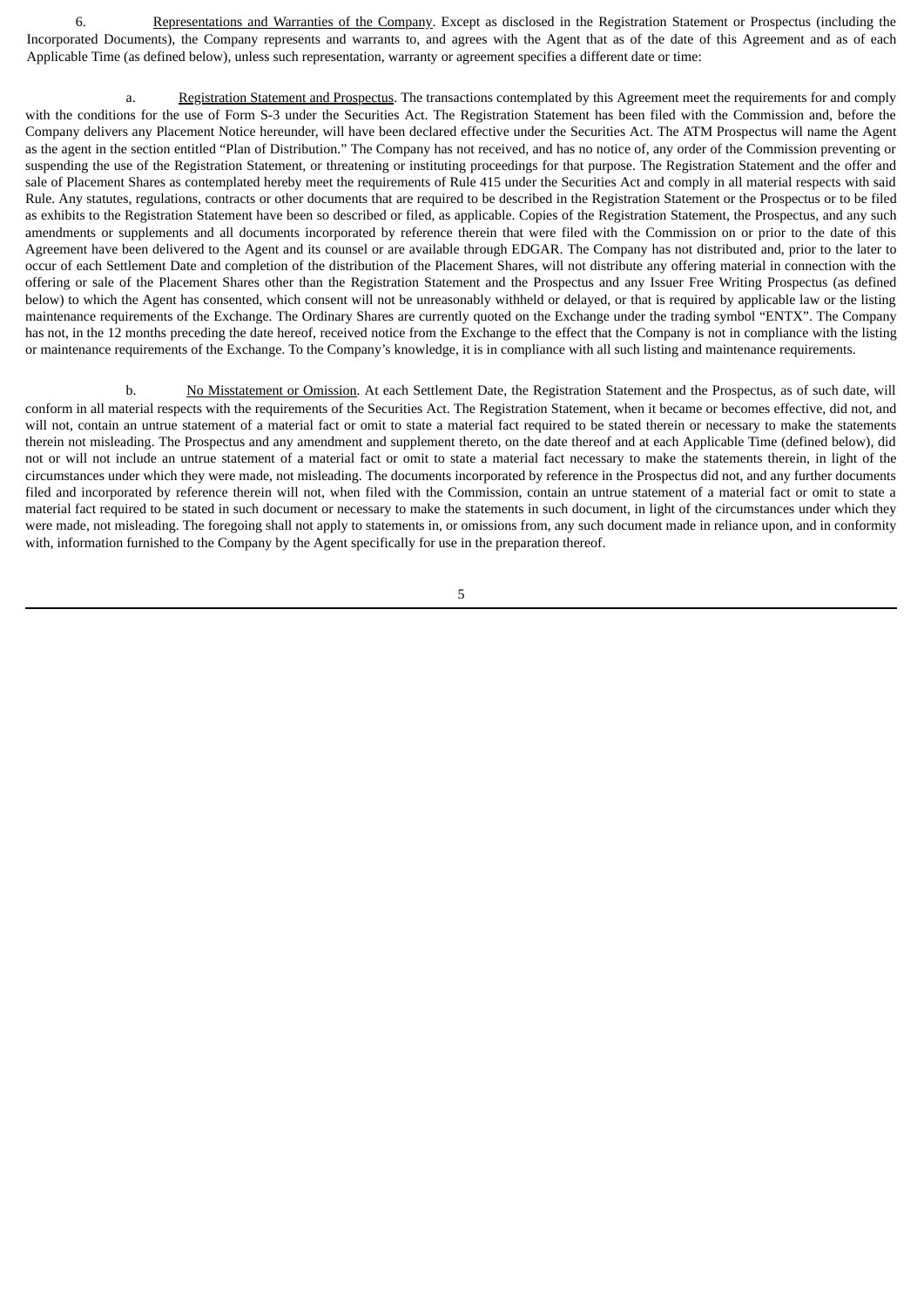6. Representations and Warranties of the Company. Except as disclosed in the Registration Statement or Prospectus (including the Incorporated Documents), the Company represents and warrants to, and agrees with the Agent that as of the date of this Agreement and as of each Applicable Time (as defined below), unless such representation, warranty or agreement specifies a different date or time:

a. Registration Statement and Prospectus. The transactions contemplated by this Agreement meet the requirements for and comply with the conditions for the use of Form S-3 under the Securities Act. The Registration Statement has been filed with the Commission and, before the Company delivers any Placement Notice hereunder, will have been declared effective under the Securities Act. The ATM Prospectus will name the Agent as the agent in the section entitled "Plan of Distribution." The Company has not received, and has no notice of, any order of the Commission preventing or suspending the use of the Registration Statement, or threatening or instituting proceedings for that purpose. The Registration Statement and the offer and sale of Placement Shares as contemplated hereby meet the requirements of Rule 415 under the Securities Act and comply in all material respects with said Rule. Any statutes, regulations, contracts or other documents that are required to be described in the Registration Statement or the Prospectus or to be filed as exhibits to the Registration Statement have been so described or filed, as applicable. Copies of the Registration Statement, the Prospectus, and any such amendments or supplements and all documents incorporated by reference therein that were filed with the Commission on or prior to the date of this Agreement have been delivered to the Agent and its counsel or are available through EDGAR. The Company has not distributed and, prior to the later to occur of each Settlement Date and completion of the distribution of the Placement Shares, will not distribute any offering material in connection with the offering or sale of the Placement Shares other than the Registration Statement and the Prospectus and any Issuer Free Writing Prospectus (as defined below) to which the Agent has consented, which consent will not be unreasonably withheld or delayed, or that is required by applicable law or the listing maintenance requirements of the Exchange. The Ordinary Shares are currently quoted on the Exchange under the trading symbol "ENTX". The Company has not, in the 12 months preceding the date hereof, received notice from the Exchange to the effect that the Company is not in compliance with the listing or maintenance requirements of the Exchange. To the Company's knowledge, it is in compliance with all such listing and maintenance requirements.

b. No Misstatement or Omission. At each Settlement Date, the Registration Statement and the Prospectus, as of such date, will conform in all material respects with the requirements of the Securities Act. The Registration Statement, when it became or becomes effective, did not, and will not, contain an untrue statement of a material fact or omit to state a material fact required to be stated therein or necessary to make the statements therein not misleading. The Prospectus and any amendment and supplement thereto, on the date thereof and at each Applicable Time (defined below), did not or will not include an untrue statement of a material fact or omit to state a material fact necessary to make the statements therein, in light of the circumstances under which they were made, not misleading. The documents incorporated by reference in the Prospectus did not, and any further documents filed and incorporated by reference therein will not, when filed with the Commission, contain an untrue statement of a material fact or omit to state a material fact required to be stated in such document or necessary to make the statements in such document, in light of the circumstances under which they were made, not misleading. The foregoing shall not apply to statements in, or omissions from, any such document made in reliance upon, and in conformity with, information furnished to the Company by the Agent specifically for use in the preparation thereof.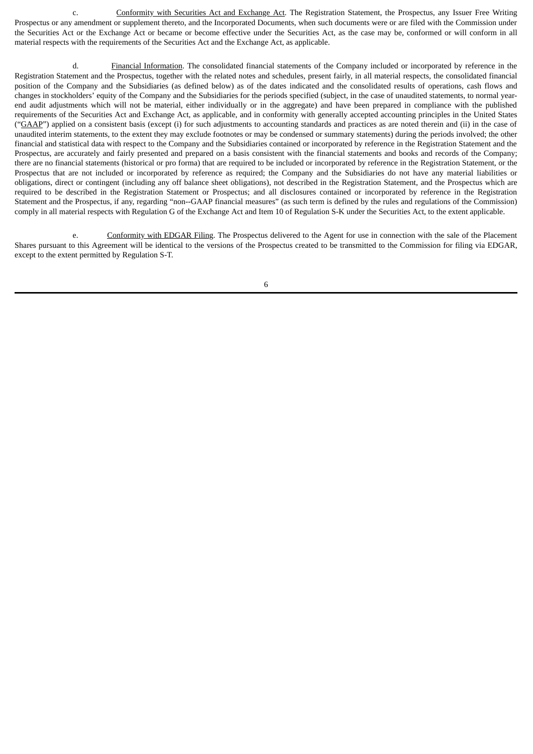c. Conformity with Securities Act and Exchange Act. The Registration Statement, the Prospectus, any Issuer Free Writing Prospectus or any amendment or supplement thereto, and the Incorporated Documents, when such documents were or are filed with the Commission under the Securities Act or the Exchange Act or became or become effective under the Securities Act, as the case may be, conformed or will conform in all material respects with the requirements of the Securities Act and the Exchange Act, as applicable.

d. Financial Information. The consolidated financial statements of the Company included or incorporated by reference in the Registration Statement and the Prospectus, together with the related notes and schedules, present fairly, in all material respects, the consolidated financial position of the Company and the Subsidiaries (as defined below) as of the dates indicated and the consolidated results of operations, cash flows and changes in stockholders' equity of the Company and the Subsidiaries for the periods specified (subject, in the case of unaudited statements, to normal year-end audit adjustments which will not be material, either individually or in the aggregate) and have been prepared in compliance with the published requirements of the Securities Act and Exchange Act, as applicable, and in conformity with generally accepted accounting principles in the United States ("GAAP") applied on a consistent basis (except (i) for such adjustments to accounting standards and practices as are noted therein and (ii) in the case of unaudited interim statements, to the extent they may exclude footnotes or may be condensed or summary statements) during the periods involved; the other financial and statistical data with respect to the Company and the Subsidiaries contained or incorporated by reference in the Registration Statement and the Prospectus, are accurately and fairly presented and prepared on a basis consistent with the financial statements and books and records of the Company; there are no financial statements (historical or pro forma) that are required to be included or incorporated by reference in the Registration Statement, or the Prospectus that are not included or incorporated by reference as required; the Company and the Subsidiaries do not have any material liabilities or obligations, direct or contingent (including any off balance sheet obligations), not described in the Registration Statement, and the Prospectus which are required to be described in the Registration Statement or Prospectus; and all disclosures contained or incorporated by reference in the Registration Statement and the Prospectus, if any, regarding "non--GAAP financial measures" (as such term is defined by the rules and regulations of the Commission) comply in all material respects with Regulation G of the Exchange Act and Item 10 of Regulation S-K under the Securities Act, to the extent applicable.

e. Conformity with EDGAR Filing. The Prospectus delivered to the Agent for use in connection with the sale of the Placement Shares pursuant to this Agreement will be identical to the versions of the Prospectus created to be transmitted to the Commission for filing via EDGAR, except to the extent permitted by Regulation S-T.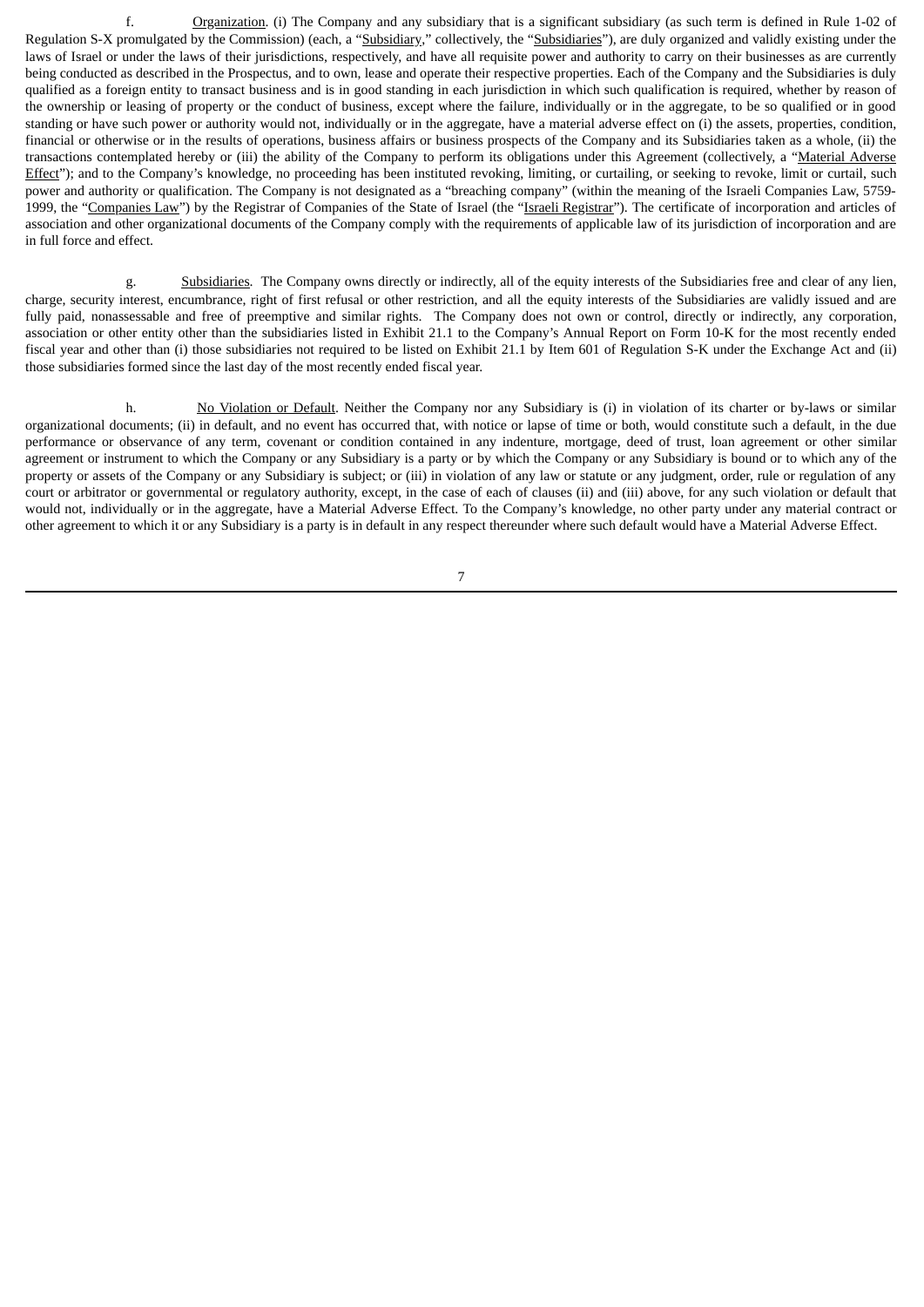f. Organization. (i) The Company and any subsidiary that is a significant subsidiary (as such term is defined in Rule 1-02 of Regulation S-X promulgated by the Commission) (each, a "Subsidiary," collectively, the "Subsidiaries"), are duly organized and validly existing under the laws of Israel or under the laws of their jurisdictions, respectively, and have all requisite power and authority to carry on their businesses as are currently being conducted as described in the Prospectus, and to own, lease and operate their respective properties. Each of the Company and the Subsidiaries is duly qualified as a foreign entity to transact business and is in good standing in each jurisdiction in which such qualification is required, whether by reason of the ownership or leasing of property or the conduct of business, except where the failure, individually or in the aggregate, to be so qualified or in good standing or have such power or authority would not, individually or in the aggregate, have a material adverse effect on (i) the assets, properties, condition, financial or otherwise or in the results of operations, business affairs or business prospects of the Company and its Subsidiaries taken as a whole, (ii) the transactions contemplated hereby or (iii) the ability of the Company to perform its obligations under this Agreement (collectively, a "Material Adverse Effect"); and to the Company's knowledge, no proceeding has been instituted revoking, limiting, or curtailing, or seeking to revoke, limit or curtail, such power and authority or qualification. The Company is not designated as a "breaching company" (within the meaning of the Israeli Companies Law, 5759-1999, the "Companies Law") by the Registrar of Companies of the State of Israel (the "Israeli Registrar"). The certificate of incorporation and articles of association and other organizational documents of the Company comply with the requirements of applicable law of its jurisdiction of incorporation and are in full force and effect.

g. Subsidiaries. The Company owns directly or indirectly, all of the equity interests of the Subsidiaries free and clear of any lien, charge, security interest, encumbrance, right of first refusal or other restriction, and all the equity interests of the Subsidiaries are validly issued and are fully paid, nonassessable and free of preemptive and similar rights. The Company does not own or control, directly or indirectly, any corporation, association or other entity other than the subsidiaries listed in Exhibit 21.1 to the Company's Annual Report on Form 10-K for the most recently ended fiscal year and other than (i) those subsidiaries not required to be listed on Exhibit 21.1 by Item 601 of Regulation S-K under the Exchange Act and (ii) those subsidiaries formed since the last day of the most recently ended fiscal year.

h. No Violation or Default. Neither the Company nor any Subsidiary is (i) in violation of its charter or by-laws or similar organizational documents; (ii) in default, and no event has occurred that, with notice or lapse of time or both, would constitute such a default, in the due performance or observance of any term, covenant or condition contained in any indenture, mortgage, deed of trust, loan agreement or other similar agreement or instrument to which the Company or any Subsidiary is a party or by which the Company or any Subsidiary is bound or to which any of the property or assets of the Company or any Subsidiary is subject; or (iii) in violation of any law or statute or any judgment, order, rule or regulation of any court or arbitrator or governmental or regulatory authority, except, in the case of each of clauses (ii) and (iii) above, for any such violation or default that would not, individually or in the aggregate, have a Material Adverse Effect. To the Company's knowledge, no other party under any material contract or other agreement to which it or any Subsidiary is a party is in default in any respect thereunder where such default would have a Material Adverse Effect.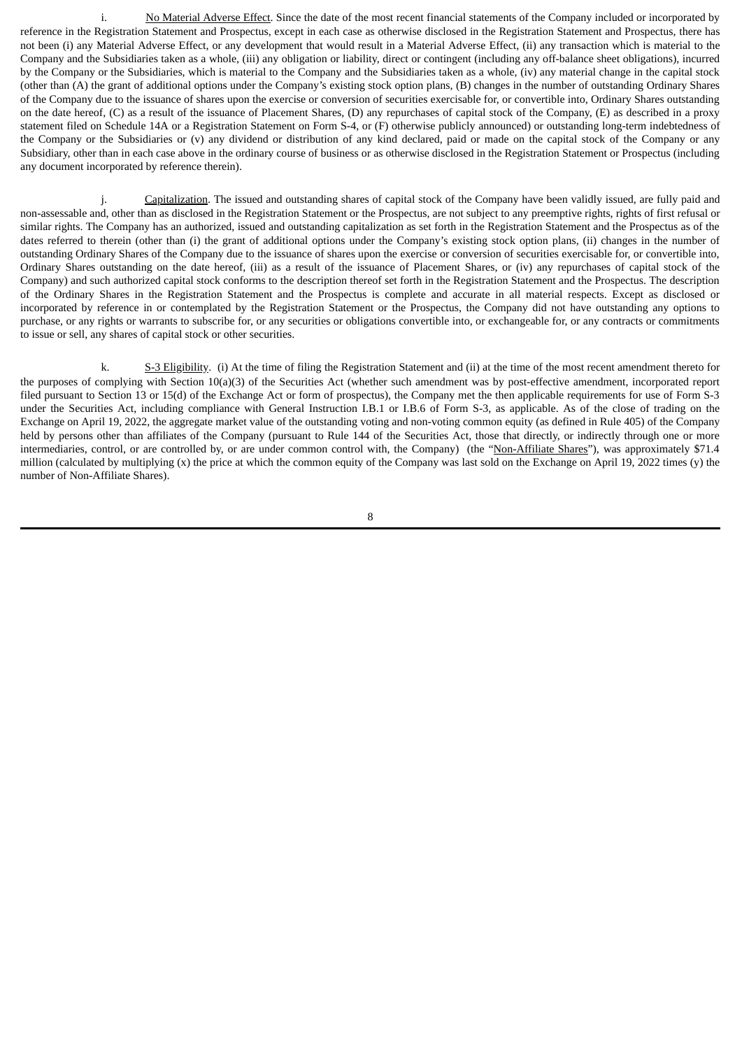i. <u>No Material Adverse Effect</u>. Since the date of the most recent financial statements of the Company included or incorporated by reference in the Registration Statement and Prospectus, except in each case as otherwise disclosed in the Registration Statement and Prospectus, there has not been (i) any Material Adverse Effect, or any development that would result in a Material Adverse Effect, (ii) any transaction which is material to the Company and the Subsidiaries taken as a whole, (iii) any obligation or liability, direct or contingent (including any off-balance sheet obligations), incurred by the Company or the Subsidiaries, which is material to the Company and the Subsidiaries taken as a whole, (iv) any material change in the capital stock (other than (A) the grant of additional options under the Company's existing stock option plans, (B) changes in the number of outstanding Ordinary Shares of the Company due to the issuance of shares upon the exercise or conversion of securities exercisable for, or convertible into, Ordinary Shares outstanding on the date hereof, (C) as a result of the issuance of Placement Shares, (D) any repurchases of capital stock of the Company, (E) as described in a proxy statement filed on Schedule 14A or a Registration Statement on Form S-4, or (F) otherwise publicly announced) or outstanding long-term indebtedness of the Company or the Subsidiaries or (v) any dividend or distribution of any kind declared, paid or made on the capital stock of the Company or any Subsidiary, other than in each case above in the ordinary course of business or as otherwise disclosed in the Registration Statement or Prospectus (including any document incorporated by reference therein).

j. <u>Capitalization</u>. The issued and outstanding shares of capital stock of the Company have been validly issued, are fully paid and non-assessable and, other than as disclosed in the Registration Statement or the Prospectus, are not subject to any preemptive rights, rights of first refusal or similar rights. The Company has an authorized, issued and outstanding capitalization as set forth in the Registration Statement and the Prospectus as of the dates referred to therein (other than (i) the grant of additional options under the Company's existing stock option plans, (ii) changes in the number of outstanding Ordinary Shares of the Company due to the issuance of shares upon the exercise or conversion of securities exercisable for, or convertible into, Ordinary Shares outstanding on the date hereof, (iii) as a result of the issuance of Placement Shares, or (iv) any repurchases of capital stock of the Company) and such authorized capital stock conforms to the description thereof set forth in the Registration Statement and the Prospectus. The description of the Ordinary Shares in the Registration Statement and the Prospectus is complete and accurate in all material respects. Except as disclosed or incorporated by reference in or contemplated by the Registration Statement or the Prospectus, the Company did not have outstanding any options to purchase, or any rights or warrants to subscribe for, or any securities or obligations convertible into, or exchangeable for, or any contracts or commitments to issue or sell, any shares of capital stock or other securities.

k. <u>S-3 Eligibility</u>. (i) At the time of filing the Registration Statement and (ii) at the time of the most recent amendment thereto for the purposes of complying with Section 10(a)(3) of the Securities Act (whether such amendment was by post-effective amendment, incorporated report filed pursuant to Section 13 or 15(d) of the Exchange Act or form of prospectus), the Company met the then applicable requirements for use of Form S-3 under the Securities Act, including compliance with General Instruction I.B.1 or I.B.6 of Form S-3, as applicable. As of the close of trading on the Exchange on April 19, 2022, the aggregate market value of the outstanding voting and non-voting common equity (as defined in Rule 405) of the Company held by persons other than affiliates of the Company (pursuant to Rule 144 of the Securities Act, those that directly, or indirectly through one or more intermediaries, control, or are controlled by, or are under common control with, the Company) (the "<u>Non-Affiliate Shares</u>"), was approximately $71.4 million (calculated by multiplying (x) the price at which the common equity of the Company was last sold on the Exchange on April 19, 2022 times (y) the number of Non-Affiliate Shares).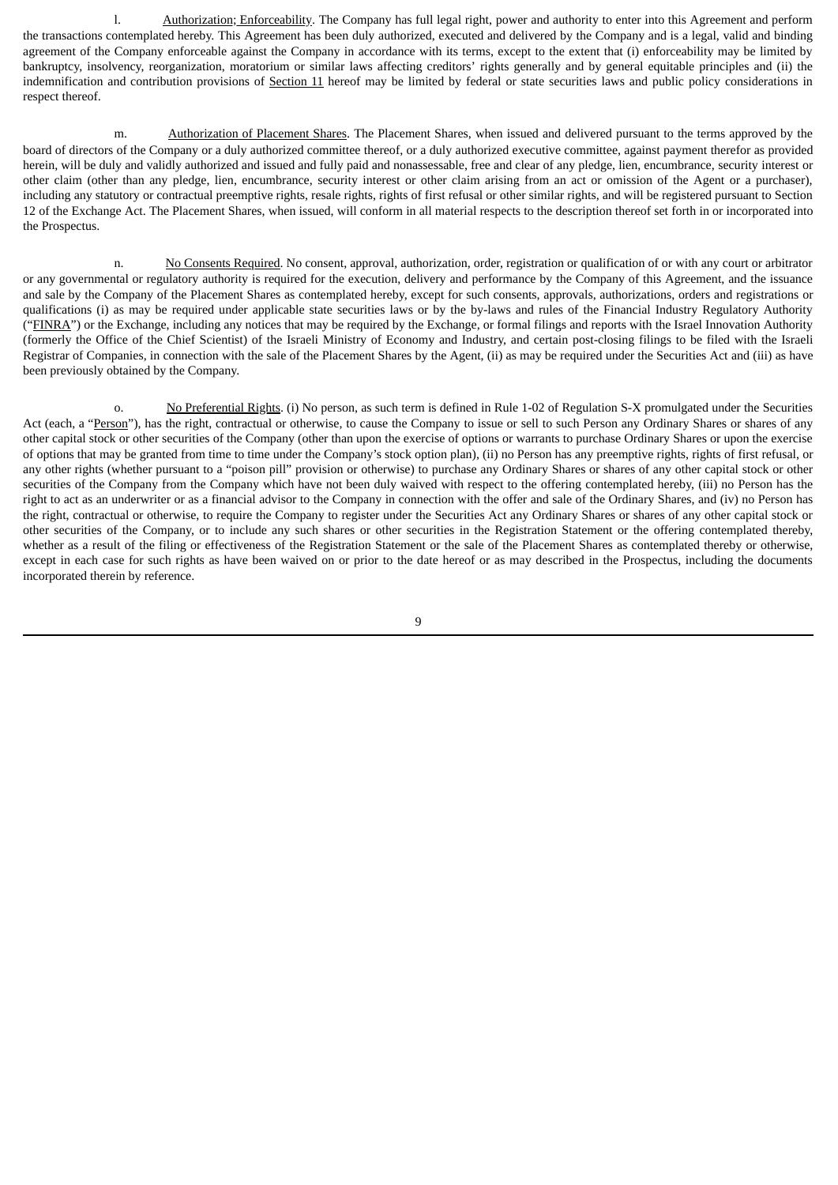l. Authorization; Enforceability. The Company has full legal right, power and authority to enter into this Agreement and perform the transactions contemplated hereby. This Agreement has been duly authorized, executed and delivered by the Company and is a legal, valid and binding agreement of the Company enforceable against the Company in accordance with its terms, except to the extent that (i) enforceability may be limited by bankruptcy, insolvency, reorganization, moratorium or similar laws affecting creditors' rights generally and by general equitable principles and (ii) the indemnification and contribution provisions of Section 11 hereof may be limited by federal or state securities laws and public policy considerations in respect thereof.

m. Authorization of Placement Shares. The Placement Shares, when issued and delivered pursuant to the terms approved by the board of directors of the Company or a duly authorized committee thereof, or a duly authorized executive committee, against payment therefor as provided herein, will be duly and validly authorized and issued and fully paid and nonassessable, free and clear of any pledge, lien, encumbrance, security interest or other claim (other than any pledge, lien, encumbrance, security interest or other claim arising from an act or omission of the Agent or a purchaser), including any statutory or contractual preemptive rights, resale rights, rights of first refusal or other similar rights, and will be registered pursuant to Section 12 of the Exchange Act. The Placement Shares, when issued, will conform in all material respects to the description thereof set forth in or incorporated into the Prospectus.

n. No Consents Required. No consent, approval, authorization, order, registration or qualification of or with any court or arbitrator or any governmental or regulatory authority is required for the execution, delivery and performance by the Company of this Agreement, and the issuance and sale by the Company of the Placement Shares as contemplated hereby, except for such consents, approvals, authorizations, orders and registrations or qualifications (i) as may be required under applicable state securities laws or by the by-laws and rules of the Financial Industry Regulatory Authority ("FINRA") or the Exchange, including any notices that may be required by the Exchange, or formal filings and reports with the Israel Innovation Authority (formerly the Office of the Chief Scientist) of the Israeli Ministry of Economy and Industry, and certain post-closing filings to be filed with the Israeli Registrar of Companies, in connection with the sale of the Placement Shares by the Agent, (ii) as may be required under the Securities Act and (iii) as have been previously obtained by the Company.

o. No Preferential Rights. (i) No person, as such term is defined in Rule 1-02 of Regulation S-X promulgated under the Securities Act (each, a "Person"), has the right, contractual or otherwise, to cause the Company to issue or sell to such Person any Ordinary Shares or shares of any other capital stock or other securities of the Company (other than upon the exercise of options or warrants to purchase Ordinary Shares or upon the exercise of options that may be granted from time to time under the Company's stock option plan), (ii) no Person has any preemptive rights, rights of first refusal, or any other rights (whether pursuant to a "poison pill" provision or otherwise) to purchase any Ordinary Shares or shares of any other capital stock or other securities of the Company from the Company which have not been duly waived with respect to the offering contemplated hereby, (iii) no Person has the right to act as an underwriter or as a financial advisor to the Company in connection with the offer and sale of the Ordinary Shares, and (iv) no Person has the right, contractual or otherwise, to require the Company to register under the Securities Act any Ordinary Shares or shares of any other capital stock or other securities of the Company, or to include any such shares or other securities in the Registration Statement or the offering contemplated thereby, whether as a result of the filing or effectiveness of the Registration Statement or the sale of the Placement Shares as contemplated thereby or otherwise, except in each case for such rights as have been waived on or prior to the date hereof or as may described in the Prospectus, including the documents incorporated therein by reference.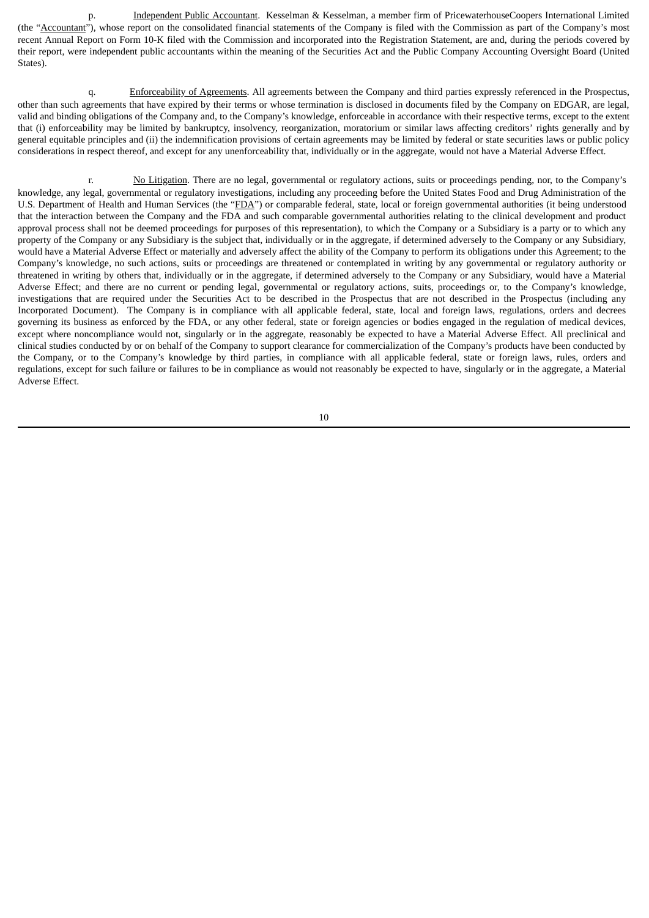p. Independent Public Accountant. Kesselman & Kesselman, a member firm of PricewaterhouseCoopers International Limited (the "Accountant"), whose report on the consolidated financial statements of the Company is filed with the Commission as part of the Company's most recent Annual Report on Form 10-K filed with the Commission and incorporated into the Registration Statement, are and, during the periods covered by their report, were independent public accountants within the meaning of the Securities Act and the Public Company Accounting Oversight Board (United States).

q. Enforceability of Agreements. All agreements between the Company and third parties expressly referenced in the Prospectus, other than such agreements that have expired by their terms or whose termination is disclosed in documents filed by the Company on EDGAR, are legal, valid and binding obligations of the Company and, to the Company's knowledge, enforceable in accordance with their respective terms, except to the extent that (i) enforceability may be limited by bankruptcy, insolvency, reorganization, moratorium or similar laws affecting creditors' rights generally and by general equitable principles and (ii) the indemnification provisions of certain agreements may be limited by federal or state securities laws or public policy considerations in respect thereof, and except for any unenforceability that, individually or in the aggregate, would not have a Material Adverse Effect.

r. No Litigation. There are no legal, governmental or regulatory actions, suits or proceedings pending, nor, to the Company's knowledge, any legal, governmental or regulatory investigations, including any proceeding before the United States Food and Drug Administration of the U.S. Department of Health and Human Services (the "FDA") or comparable federal, state, local or foreign governmental authorities (it being understood that the interaction between the Company and the FDA and such comparable governmental authorities relating to the clinical development and product approval process shall not be deemed proceedings for purposes of this representation), to which the Company or a Subsidiary is a party or to which any property of the Company or any Subsidiary is the subject that, individually or in the aggregate, if determined adversely to the Company or any Subsidiary, would have a Material Adverse Effect or materially and adversely affect the ability of the Company to perform its obligations under this Agreement; to the Company's knowledge, no such actions, suits or proceedings are threatened or contemplated in writing by any governmental or regulatory authority or threatened in writing by others that, individually or in the aggregate, if determined adversely to the Company or any Subsidiary, would have a Material Adverse Effect; and there are no current or pending legal, governmental or regulatory actions, suits, proceedings or, to the Company's knowledge, investigations that are required under the Securities Act to be described in the Prospectus that are not described in the Prospectus (including any Incorporated Document). The Company is in compliance with all applicable federal, state, local and foreign laws, regulations, orders and decrees governing its business as enforced by the FDA, or any other federal, state or foreign agencies or bodies engaged in the regulation of medical devices, except where noncompliance would not, singularly or in the aggregate, reasonably be expected to have a Material Adverse Effect. All preclinical and clinical studies conducted by or on behalf of the Company to support clearance for commercialization of the Company's products have been conducted by the Company, or to the Company's knowledge by third parties, in compliance with all applicable federal, state or foreign laws, rules, orders and regulations, except for such failure or failures to be in compliance as would not reasonably be expected to have, singularly or in the aggregate, a Material Adverse Effect.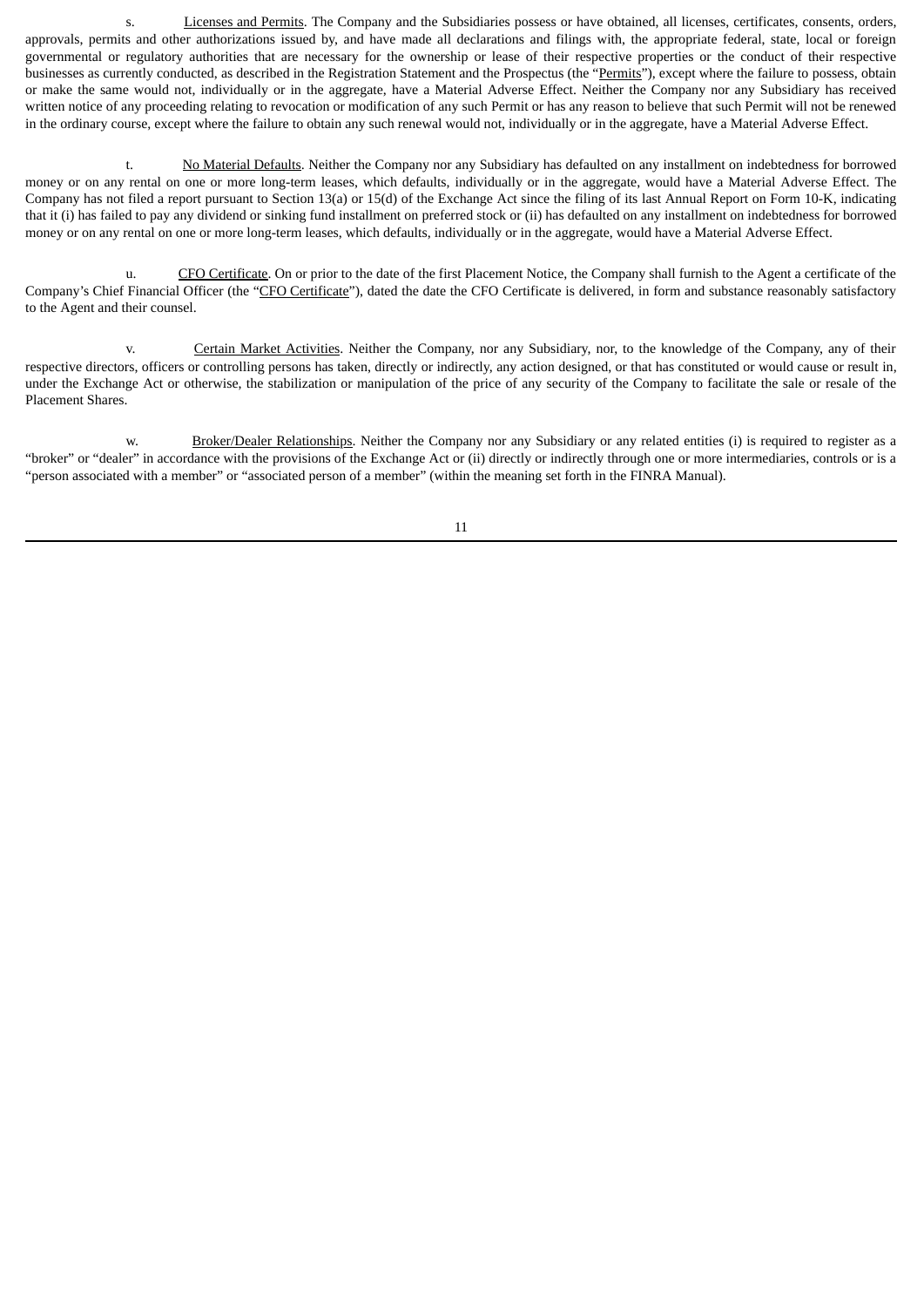s. Licenses and Permits. The Company and the Subsidiaries possess or have obtained, all licenses, certificates, consents, orders, approvals, permits and other authorizations issued by, and have made all declarations and filings with, the appropriate federal, state, local or foreign governmental or regulatory authorities that are necessary for the ownership or lease of their respective properties or the conduct of their respective businesses as currently conducted, as described in the Registration Statement and the Prospectus (the "Permits"), except where the failure to possess, obtain or make the same would not, individually or in the aggregate, have a Material Adverse Effect. Neither the Company nor any Subsidiary has received written notice of any proceeding relating to revocation or modification of any such Permit or has any reason to believe that such Permit will not be renewed in the ordinary course, except where the failure to obtain any such renewal would not, individually or in the aggregate, have a Material Adverse Effect.

t. No Material Defaults. Neither the Company nor any Subsidiary has defaulted on any installment on indebtedness for borrowed money or on any rental on one or more long-term leases, which defaults, individually or in the aggregate, would have a Material Adverse Effect. The Company has not filed a report pursuant to Section 13(a) or 15(d) of the Exchange Act since the filing of its last Annual Report on Form 10-K, indicating that it (i) has failed to pay any dividend or sinking fund installment on preferred stock or (ii) has defaulted on any installment on indebtedness for borrowed money or on any rental on one or more long-term leases, which defaults, individually or in the aggregate, would have a Material Adverse Effect.

u. CFO Certificate. On or prior to the date of the first Placement Notice, the Company shall furnish to the Agent a certificate of the Company's Chief Financial Officer (the "CFO Certificate"), dated the date the CFO Certificate is delivered, in form and substance reasonably satisfactory to the Agent and their counsel.

v. Certain Market Activities. Neither the Company, nor any Subsidiary, nor, to the knowledge of the Company, any of their respective directors, officers or controlling persons has taken, directly or indirectly, any action designed, or that has constituted or would cause or result in, under the Exchange Act or otherwise, the stabilization or manipulation of the price of any security of the Company to facilitate the sale or resale of the Placement Shares.

w. Broker/Dealer Relationships. Neither the Company nor any Subsidiary or any related entities (i) is required to register as a "broker" or "dealer" in accordance with the provisions of the Exchange Act or (ii) directly or indirectly through one or more intermediaries, controls or is a "person associated with a member" or "associated person of a member" (within the meaning set forth in the FINRA Manual).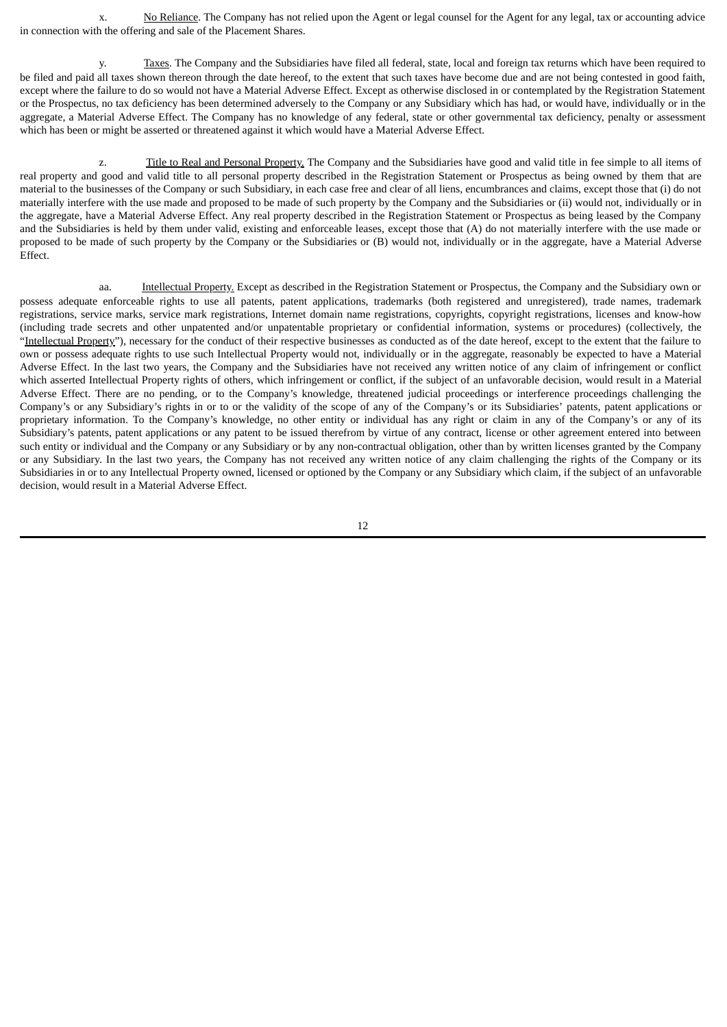x. <u>No Reliance</u>. The Company has not relied upon the Agent or legal counsel for the Agent for any legal, tax or accounting advice in connection with the offering and sale of the Placement Shares.

y. <u>Taxes</u>. The Company and the Subsidiaries have filed all federal, state, local and foreign tax returns which have been required to be filed and paid all taxes shown thereon through the date hereof, to the extent that such taxes have become due and are not being contested in good faith, except where the failure to do so would not have a Material Adverse Effect. Except as otherwise disclosed in or contemplated by the Registration Statement or the Prospectus, no tax deficiency has been determined adversely to the Company or any Subsidiary which has had, or would have, individually or in the aggregate, a Material Adverse Effect. The Company has no knowledge of any federal, state or other governmental tax deficiency, penalty or assessment which has been or might be asserted or threatened against it which would have a Material Adverse Effect.

z. <u>Title to Real and Personal Property.</u> The Company and the Subsidiaries have good and valid title in fee simple to all items of real property and good and valid title to all personal property described in the Registration Statement or Prospectus as being owned by them that are material to the businesses of the Company or such Subsidiary, in each case free and clear of all liens, encumbrances and claims, except those that (i) do not materially interfere with the use made and proposed to be made of such property by the Company and the Subsidiaries or (ii) would not, individually or in the aggregate, have a Material Adverse Effect. Any real property described in the Registration Statement or Prospectus as being leased by the Company and the Subsidiaries is held by them under valid, existing and enforceable leases, except those that (A) do not materially interfere with the use made or proposed to be made of such property by the Company or the Subsidiaries or (B) would not, individually or in the aggregate, have a Material Adverse Effect.

aa. <u>Intellectual Property.</u> Except as described in the Registration Statement or Prospectus, the Company and the Subsidiary own or possess adequate enforceable rights to use all patents, patent applications, trademarks (both registered and unregistered), trade names, trademark registrations, service marks, service mark registrations, Internet domain name registrations, copyrights, copyright registrations, licenses and know-how (including trade secrets and other unpatented and/or unpatentable proprietary or confidential information, systems or procedures) (collectively, the "<u>Intellectual Property</u>"), necessary for the conduct of their respective businesses as conducted as of the date hereof, except to the extent that the failure to own or possess adequate rights to use such Intellectual Property would not, individually or in the aggregate, reasonably be expected to have a Material Adverse Effect. In the last two years, the Company and the Subsidiaries have not received any written notice of any claim of infringement or conflict which asserted Intellectual Property rights of others, which infringement or conflict, if the subject of an unfavorable decision, would result in a Material Adverse Effect. There are no pending, or to the Company's knowledge, threatened judicial proceedings or interference proceedings challenging the Company's or any Subsidiary's rights in or to or the validity of the scope of any of the Company's or its Subsidiaries' patents, patent applications or proprietary information. To the Company's knowledge, no other entity or individual has any right or claim in any of the Company's or any of its Subsidiary's patents, patent applications or any patent to be issued therefrom by virtue of any contract, license or other agreement entered into between such entity or individual and the Company or any Subsidiary or by any non-contractual obligation, other than by written licenses granted by the Company or any Subsidiary. In the last two years, the Company has not received any written notice of any claim challenging the rights of the Company or its Subsidiaries in or to any Intellectual Property owned, licensed or optioned by the Company or any Subsidiary which claim, if the subject of an unfavorable decision, would result in a Material Adverse Effect.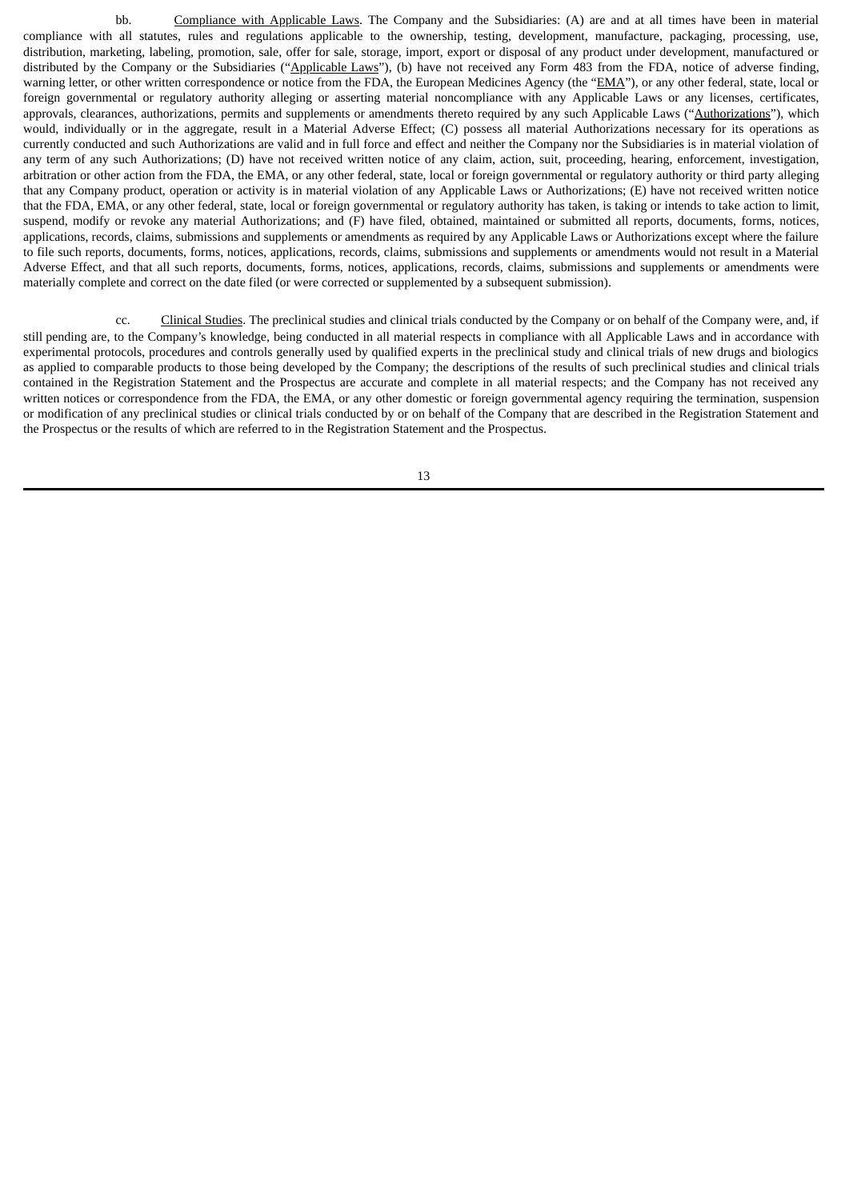bb. Compliance with Applicable Laws. The Company and the Subsidiaries: (A) are and at all times have been in material compliance with all statutes, rules and regulations applicable to the ownership, testing, development, manufacture, packaging, processing, use, distribution, marketing, labeling, promotion, sale, offer for sale, storage, import, export or disposal of any product under development, manufactured or distributed by the Company or the Subsidiaries ("Applicable Laws"), (b) have not received any Form 483 from the FDA, notice of adverse finding, warning letter, or other written correspondence or notice from the FDA, the European Medicines Agency (the "EMA"), or any other federal, state, local or foreign governmental or regulatory authority alleging or asserting material noncompliance with any Applicable Laws or any licenses, certificates, approvals, clearances, authorizations, permits and supplements or amendments thereto required by any such Applicable Laws ("Authorizations"), which would, individually or in the aggregate, result in a Material Adverse Effect; (C) possess all material Authorizations necessary for its operations as currently conducted and such Authorizations are valid and in full force and effect and neither the Company nor the Subsidiaries is in material violation of any term of any such Authorizations; (D) have not received written notice of any claim, action, suit, proceeding, hearing, enforcement, investigation, arbitration or other action from the FDA, the EMA, or any other federal, state, local or foreign governmental or regulatory authority or third party alleging that any Company product, operation or activity is in material violation of any Applicable Laws or Authorizations; (E) have not received written notice that the FDA, EMA, or any other federal, state, local or foreign governmental or regulatory authority has taken, is taking or intends to take action to limit, suspend, modify or revoke any material Authorizations; and (F) have filed, obtained, maintained or submitted all reports, documents, forms, notices, applications, records, claims, submissions and supplements or amendments as required by any Applicable Laws or Authorizations except where the failure to file such reports, documents, forms, notices, applications, records, claims, submissions and supplements or amendments would not result in a Material Adverse Effect, and that all such reports, documents, forms, notices, applications, records, claims, submissions and supplements or amendments were materially complete and correct on the date filed (or were corrected or supplemented by a subsequent submission).

cc. Clinical Studies. The preclinical studies and clinical trials conducted by the Company or on behalf of the Company were, and, if still pending are, to the Company's knowledge, being conducted in all material respects in compliance with all Applicable Laws and in accordance with experimental protocols, procedures and controls generally used by qualified experts in the preclinical study and clinical trials of new drugs and biologics as applied to comparable products to those being developed by the Company; the descriptions of the results of such preclinical studies and clinical trials contained in the Registration Statement and the Prospectus are accurate and complete in all material respects; and the Company has not received any written notices or correspondence from the FDA, the EMA, or any other domestic or foreign governmental agency requiring the termination, suspension or modification of any preclinical studies or clinical trials conducted by or on behalf of the Company that are described in the Registration Statement and the Prospectus or the results of which are referred to in the Registration Statement and the Prospectus.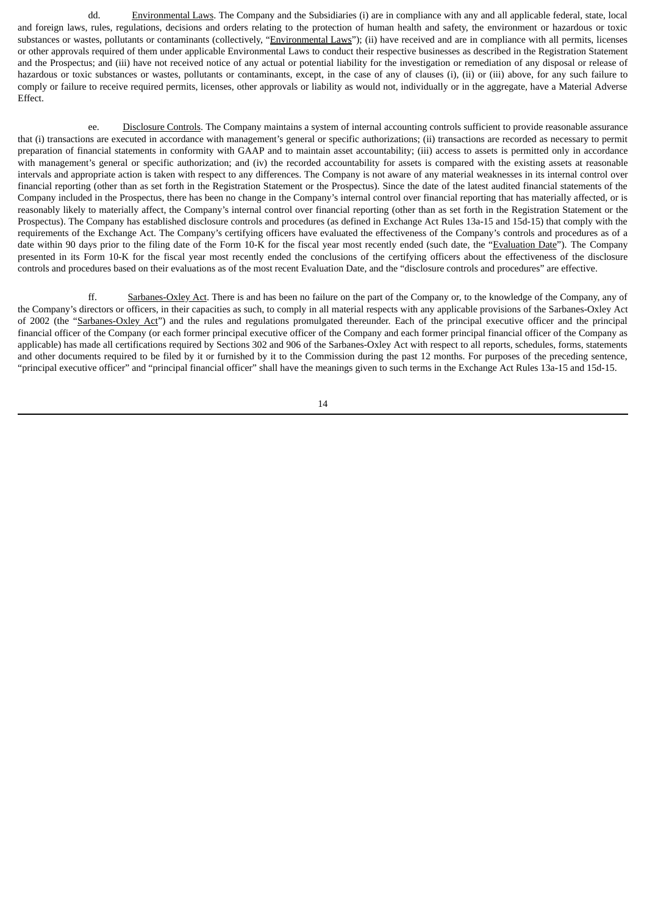dd. Environmental Laws. The Company and the Subsidiaries (i) are in compliance with any and all applicable federal, state, local and foreign laws, rules, regulations, decisions and orders relating to the protection of human health and safety, the environment or hazardous or toxic substances or wastes, pollutants or contaminants (collectively, "Environmental Laws"); (ii) have received and are in compliance with all permits, licenses or other approvals required of them under applicable Environmental Laws to conduct their respective businesses as described in the Registration Statement and the Prospectus; and (iii) have not received notice of any actual or potential liability for the investigation or remediation of any disposal or release of hazardous or toxic substances or wastes, pollutants or contaminants, except, in the case of any of clauses (i), (ii) or (iii) above, for any such failure to comply or failure to receive required permits, licenses, other approvals or liability as would not, individually or in the aggregate, have a Material Adverse Effect.

ee. Disclosure Controls. The Company maintains a system of internal accounting controls sufficient to provide reasonable assurance that (i) transactions are executed in accordance with management's general or specific authorizations; (ii) transactions are recorded as necessary to permit preparation of financial statements in conformity with GAAP and to maintain asset accountability; (iii) access to assets is permitted only in accordance with management's general or specific authorization; and (iv) the recorded accountability for assets is compared with the existing assets at reasonable intervals and appropriate action is taken with respect to any differences. The Company is not aware of any material weaknesses in its internal control over financial reporting (other than as set forth in the Registration Statement or the Prospectus). Since the date of the latest audited financial statements of the Company included in the Prospectus, there has been no change in the Company's internal control over financial reporting that has materially affected, or is reasonably likely to materially affect, the Company's internal control over financial reporting (other than as set forth in the Registration Statement or the Prospectus). The Company has established disclosure controls and procedures (as defined in Exchange Act Rules 13a-15 and 15d-15) that comply with the requirements of the Exchange Act. The Company's certifying officers have evaluated the effectiveness of the Company's controls and procedures as of a date within 90 days prior to the filing date of the Form 10-K for the fiscal year most recently ended (such date, the "Evaluation Date"). The Company presented in its Form 10-K for the fiscal year most recently ended the conclusions of the certifying officers about the effectiveness of the disclosure controls and procedures based on their evaluations as of the most recent Evaluation Date, and the "disclosure controls and procedures" are effective.

ff. Sarbanes-Oxley Act. There is and has been no failure on the part of the Company or, to the knowledge of the Company, any of the Company's directors or officers, in their capacities as such, to comply in all material respects with any applicable provisions of the Sarbanes-Oxley Act of 2002 (the "Sarbanes-Oxley Act") and the rules and regulations promulgated thereunder. Each of the principal executive officer and the principal financial officer of the Company (or each former principal executive officer of the Company and each former principal financial officer of the Company as applicable) has made all certifications required by Sections 302 and 906 of the Sarbanes-Oxley Act with respect to all reports, schedules, forms, statements and other documents required to be filed by it or furnished by it to the Commission during the past 12 months. For purposes of the preceding sentence, "principal executive officer" and "principal financial officer" shall have the meanings given to such terms in the Exchange Act Rules 13a-15 and 15d-15.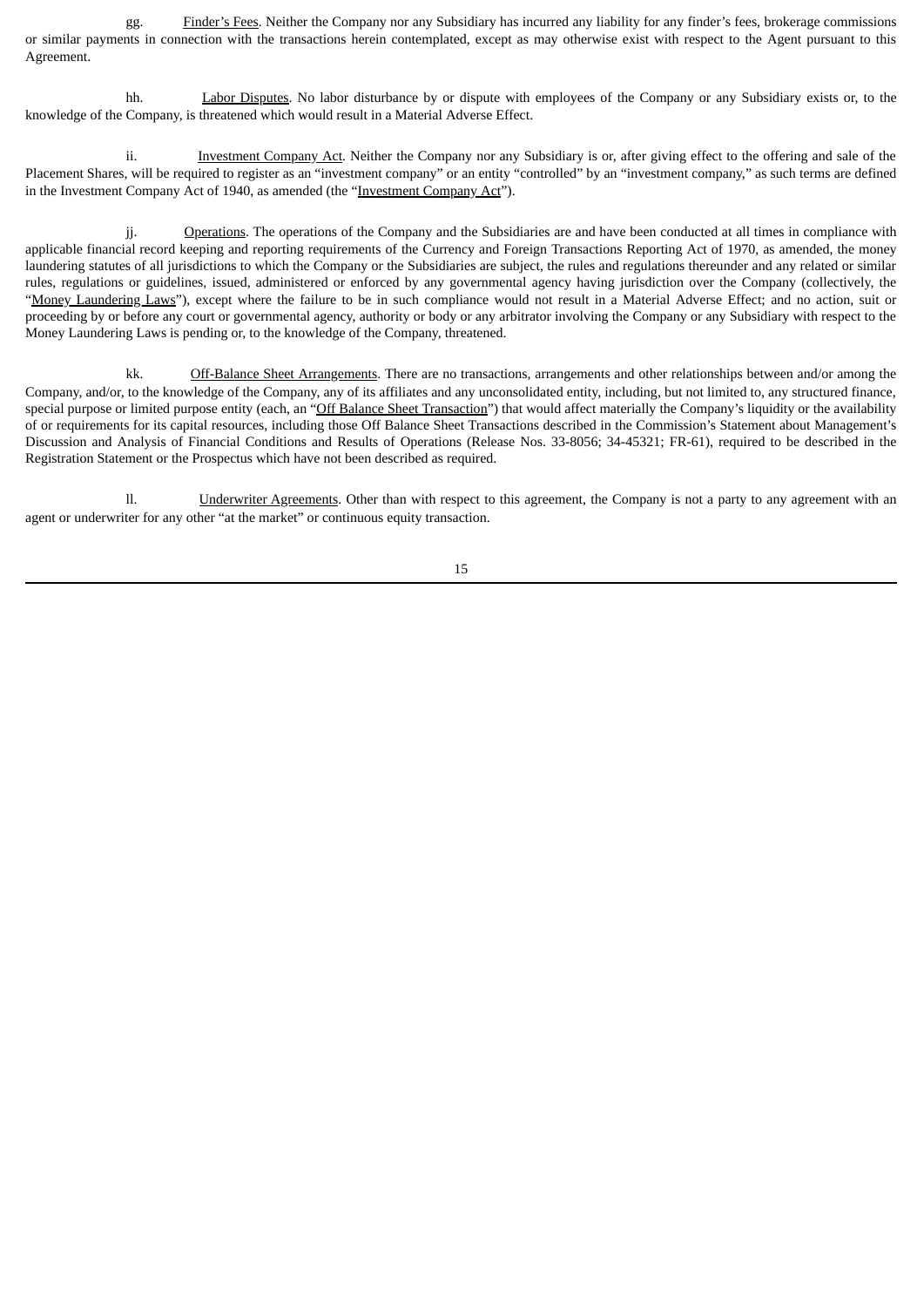gg. Finder's Fees. Neither the Company nor any Subsidiary has incurred any liability for any finder's fees, brokerage commissions or similar payments in connection with the transactions herein contemplated, except as may otherwise exist with respect to the Agent pursuant to this Agreement.

hh. Labor Disputes. No labor disturbance by or dispute with employees of the Company or any Subsidiary exists or, to the knowledge of the Company, is threatened which would result in a Material Adverse Effect.

ii. Investment Company Act. Neither the Company nor any Subsidiary is or, after giving effect to the offering and sale of the Placement Shares, will be required to register as an "investment company" or an entity "controlled" by an "investment company," as such terms are defined in the Investment Company Act of 1940, as amended (the "Investment Company Act").

jj. Operations. The operations of the Company and the Subsidiaries are and have been conducted at all times in compliance with applicable financial record keeping and reporting requirements of the Currency and Foreign Transactions Reporting Act of 1970, as amended, the money laundering statutes of all jurisdictions to which the Company or the Subsidiaries are subject, the rules and regulations thereunder and any related or similar rules, regulations or guidelines, issued, administered or enforced by any governmental agency having jurisdiction over the Company (collectively, the "Money Laundering Laws"), except where the failure to be in such compliance would not result in a Material Adverse Effect; and no action, suit or proceeding by or before any court or governmental agency, authority or body or any arbitrator involving the Company or any Subsidiary with respect to the Money Laundering Laws is pending or, to the knowledge of the Company, threatened.

kk. Off-Balance Sheet Arrangements. There are no transactions, arrangements and other relationships between and/or among the Company, and/or, to the knowledge of the Company, any of its affiliates and any unconsolidated entity, including, but not limited to, any structured finance, special purpose or limited purpose entity (each, an "Off Balance Sheet Transaction") that would affect materially the Company's liquidity or the availability of or requirements for its capital resources, including those Off Balance Sheet Transactions described in the Commission's Statement about Management's Discussion and Analysis of Financial Conditions and Results of Operations (Release Nos. 33-8056; 34-45321; FR-61), required to be described in the Registration Statement or the Prospectus which have not been described as required.

ll. Underwriter Agreements. Other than with respect to this agreement, the Company is not a party to any agreement with an agent or underwriter for any other "at the market" or continuous equity transaction.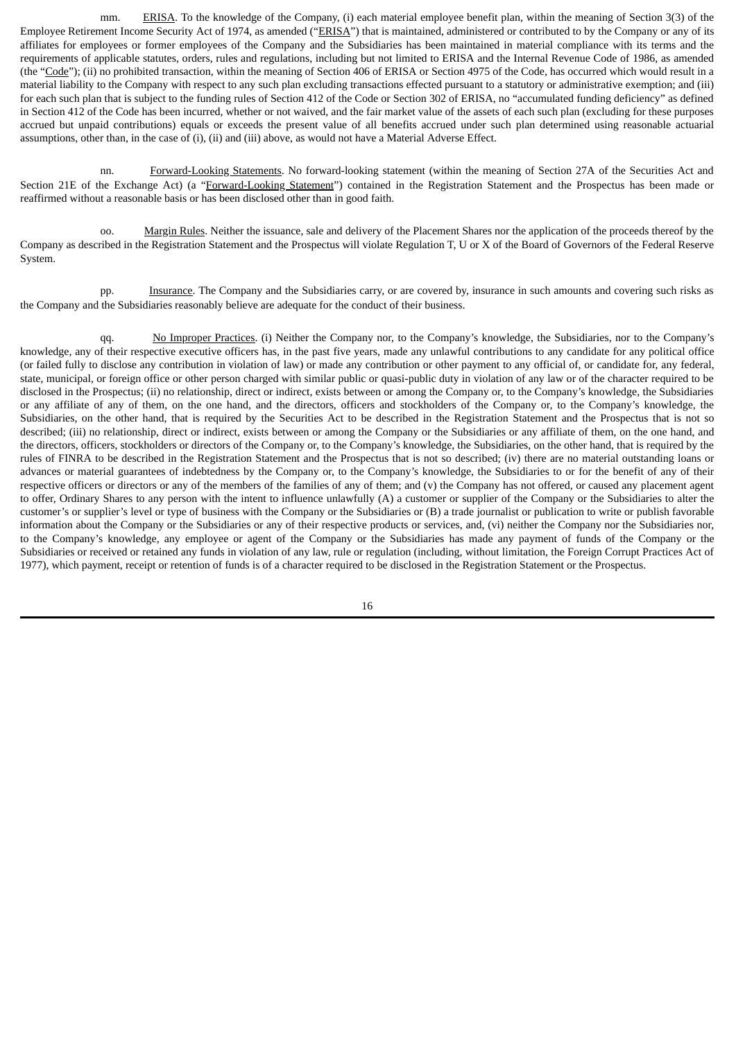mm. ERISA. To the knowledge of the Company, (i) each material employee benefit plan, within the meaning of Section 3(3) of the Employee Retirement Income Security Act of 1974, as amended ("ERISA") that is maintained, administered or contributed to by the Company or any of its affiliates for employees or former employees of the Company and the Subsidiaries has been maintained in material compliance with its terms and the requirements of applicable statutes, orders, rules and regulations, including but not limited to ERISA and the Internal Revenue Code of 1986, as amended (the "Code"); (ii) no prohibited transaction, within the meaning of Section 406 of ERISA or Section 4975 of the Code, has occurred which would result in a material liability to the Company with respect to any such plan excluding transactions effected pursuant to a statutory or administrative exemption; and (iii) for each such plan that is subject to the funding rules of Section 412 of the Code or Section 302 of ERISA, no "accumulated funding deficiency" as defined in Section 412 of the Code has been incurred, whether or not waived, and the fair market value of the assets of each such plan (excluding for these purposes accrued but unpaid contributions) equals or exceeds the present value of all benefits accrued under such plan determined using reasonable actuarial assumptions, other than, in the case of (i), (ii) and (iii) above, as would not have a Material Adverse Effect.

nn. Forward-Looking Statements. No forward-looking statement (within the meaning of Section 27A of the Securities Act and Section 21E of the Exchange Act) (a "Forward-Looking Statement") contained in the Registration Statement and the Prospectus has been made or reaffirmed without a reasonable basis or has been disclosed other than in good faith.

oo. Margin Rules. Neither the issuance, sale and delivery of the Placement Shares nor the application of the proceeds thereof by the Company as described in the Registration Statement and the Prospectus will violate Regulation T, U or X of the Board of Governors of the Federal Reserve System.

pp. Insurance. The Company and the Subsidiaries carry, or are covered by, insurance in such amounts and covering such risks as the Company and the Subsidiaries reasonably believe are adequate for the conduct of their business.

qq. No Improper Practices. (i) Neither the Company nor, to the Company's knowledge, the Subsidiaries, nor to the Company's knowledge, any of their respective executive officers has, in the past five years, made any unlawful contributions to any candidate for any political office (or failed fully to disclose any contribution in violation of law) or made any contribution or other payment to any official of, or candidate for, any federal, state, municipal, or foreign office or other person charged with similar public or quasi-public duty in violation of any law or of the character required to be disclosed in the Prospectus; (ii) no relationship, direct or indirect, exists between or among the Company or, to the Company's knowledge, the Subsidiaries or any affiliate of any of them, on the one hand, and the directors, officers and stockholders of the Company or, to the Company's knowledge, the Subsidiaries, on the other hand, that is required by the Securities Act to be described in the Registration Statement and the Prospectus that is not so described; (iii) no relationship, direct or indirect, exists between or among the Company or the Subsidiaries or any affiliate of them, on the one hand, and the directors, officers, stockholders or directors of the Company or, to the Company's knowledge, the Subsidiaries, on the other hand, that is required by the rules of FINRA to be described in the Registration Statement and the Prospectus that is not so described; (iv) there are no material outstanding loans or advances or material guarantees of indebtedness by the Company or, to the Company's knowledge, the Subsidiaries to or for the benefit of any of their respective officers or directors or any of the members of the families of any of them; and (v) the Company has not offered, or caused any placement agent to offer, Ordinary Shares to any person with the intent to influence unlawfully (A) a customer or supplier of the Company or the Subsidiaries to alter the customer's or supplier's level or type of business with the Company or the Subsidiaries or (B) a trade journalist or publication to write or publish favorable information about the Company or the Subsidiaries or any of their respective products or services, and, (vi) neither the Company nor the Subsidiaries nor, to the Company's knowledge, any employee or agent of the Company or the Subsidiaries has made any payment of funds of the Company or the Subsidiaries or received or retained any funds in violation of any law, rule or regulation (including, without limitation, the Foreign Corrupt Practices Act of 1977), which payment, receipt or retention of funds is of a character required to be disclosed in the Registration Statement or the Prospectus.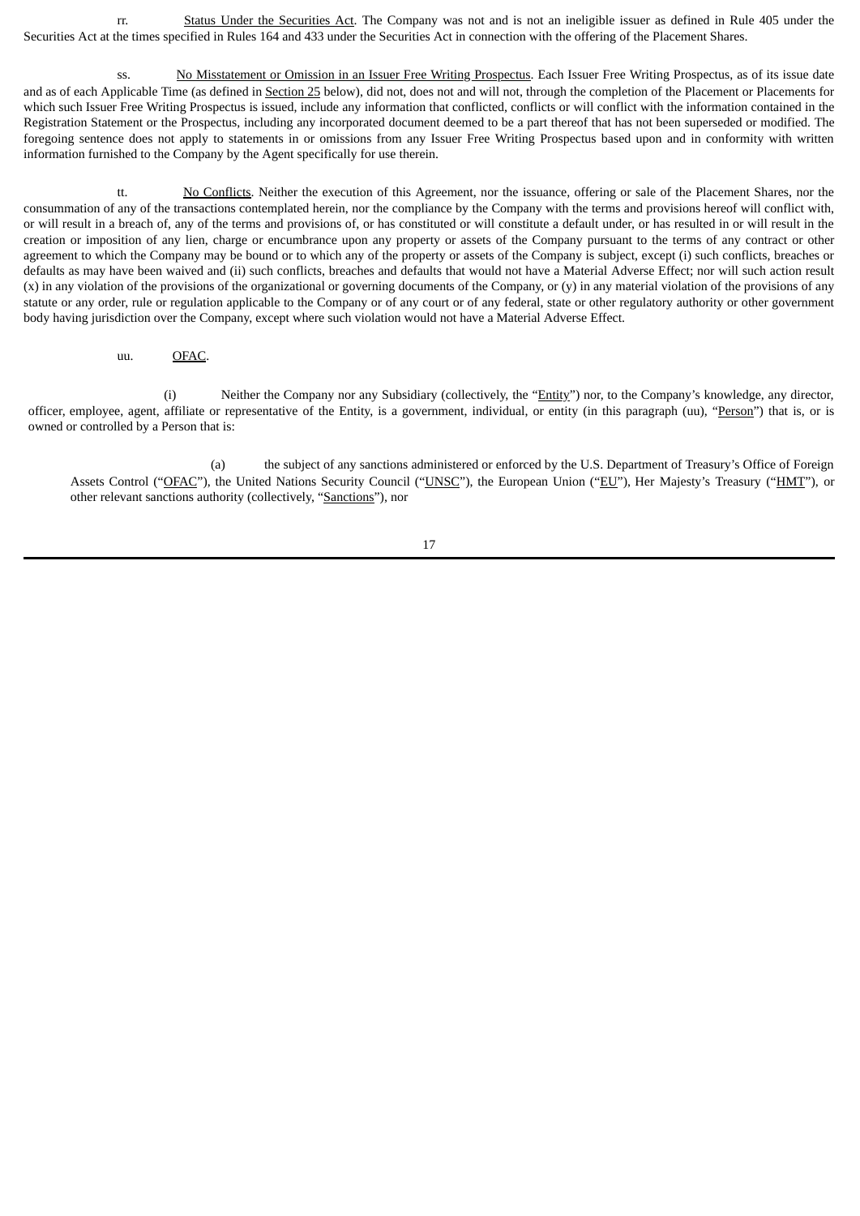rr. Status Under the Securities Act. The Company was not and is not an ineligible issuer as defined in Rule 405 under the Securities Act at the times specified in Rules 164 and 433 under the Securities Act in connection with the offering of the Placement Shares.

ss. No Misstatement or Omission in an Issuer Free Writing Prospectus. Each Issuer Free Writing Prospectus, as of its issue date and as of each Applicable Time (as defined in Section 25 below), did not, does not and will not, through the completion of the Placement or Placements for which such Issuer Free Writing Prospectus is issued, include any information that conflicted, conflicts or will conflict with the information contained in the Registration Statement or the Prospectus, including any incorporated document deemed to be a part thereof that has not been superseded or modified. The foregoing sentence does not apply to statements in or omissions from any Issuer Free Writing Prospectus based upon and in conformity with written information furnished to the Company by the Agent specifically for use therein.

tt. No Conflicts. Neither the execution of this Agreement, nor the issuance, offering or sale of the Placement Shares, nor the consummation of any of the transactions contemplated herein, nor the compliance by the Company with the terms and provisions hereof will conflict with, or will result in a breach of, any of the terms and provisions of, or has constituted or will constitute a default under, or has resulted in or will result in the creation or imposition of any lien, charge or encumbrance upon any property or assets of the Company pursuant to the terms of any contract or other agreement to which the Company may be bound or to which any of the property or assets of the Company is subject, except (i) such conflicts, breaches or defaults as may have been waived and (ii) such conflicts, breaches and defaults that would not have a Material Adverse Effect; nor will such action result (x) in any violation of the provisions of the organizational or governing documents of the Company, or (y) in any material violation of the provisions of any statute or any order, rule or regulation applicable to the Company or of any court or of any federal, state or other regulatory authority or other government body having jurisdiction over the Company, except where such violation would not have a Material Adverse Effect.

uu. OFAC.

(i) Neither the Company nor any Subsidiary (collectively, the "Entity") nor, to the Company's knowledge, any director, officer, employee, agent, affiliate or representative of the Entity, is a government, individual, or entity (in this paragraph (uu), "Person") that is, or is owned or controlled by a Person that is:

(a) the subject of any sanctions administered or enforced by the U.S. Department of Treasury's Office of Foreign Assets Control ("OFAC"), the United Nations Security Council ("UNSC"), the European Union ("EU"), Her Majesty's Treasury ("HMT"), or other relevant sanctions authority (collectively, "Sanctions"), nor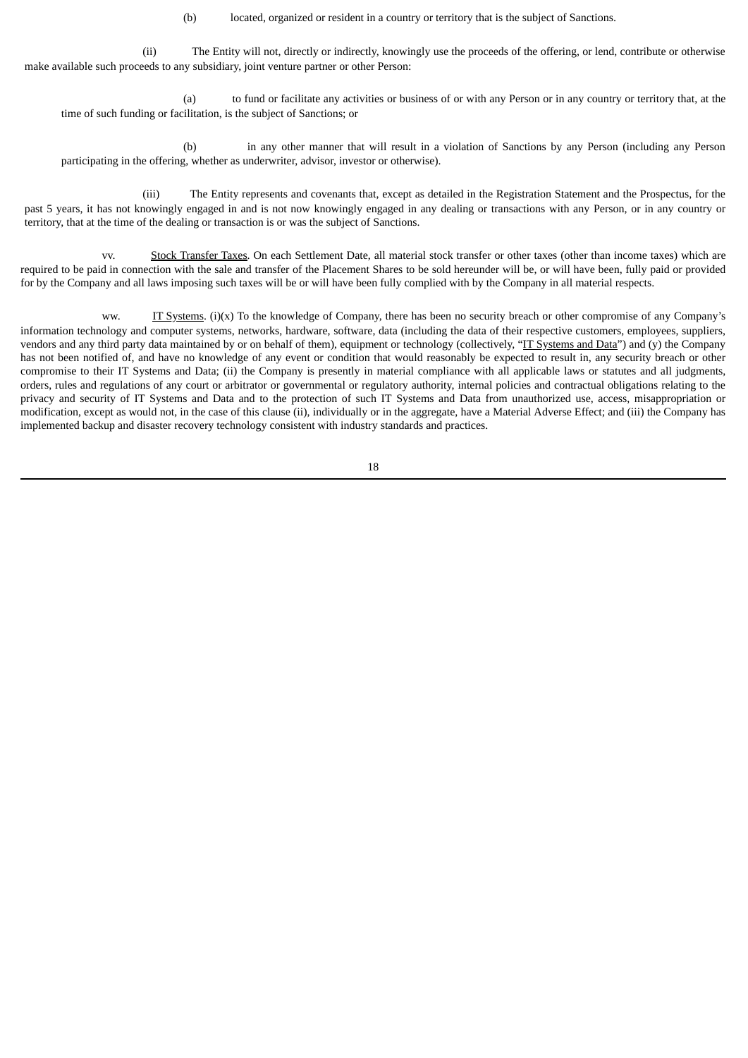(b) located, organized or resident in a country or territory that is the subject of Sanctions.

(ii) The Entity will not, directly or indirectly, knowingly use the proceeds of the offering, or lend, contribute or otherwise make available such proceeds to any subsidiary, joint venture partner or other Person:

(a) to fund or facilitate any activities or business of or with any Person or in any country or territory that, at the time of such funding or facilitation, is the subject of Sanctions; or

(b) in any other manner that will result in a violation of Sanctions by any Person (including any Person participating in the offering, whether as underwriter, advisor, investor or otherwise).

(iii) The Entity represents and covenants that, except as detailed in the Registration Statement and the Prospectus, for the past 5 years, it has not knowingly engaged in and is not now knowingly engaged in any dealing or transactions with any Person, or in any country or territory, that at the time of the dealing or transaction is or was the subject of Sanctions.

vv. Stock Transfer Taxes. On each Settlement Date, all material stock transfer or other taxes (other than income taxes) which are required to be paid in connection with the sale and transfer of the Placement Shares to be sold hereunder will be, or will have been, fully paid or provided for by the Company and all laws imposing such taxes will be or will have been fully complied with by the Company in all material respects.

ww. IT Systems. (i)(x) To the knowledge of Company, there has been no security breach or other compromise of any Company's information technology and computer systems, networks, hardware, software, data (including the data of their respective customers, employees, suppliers, vendors and any third party data maintained by or on behalf of them), equipment or technology (collectively, "IT Systems and Data") and (y) the Company has not been notified of, and have no knowledge of any event or condition that would reasonably be expected to result in, any security breach or other compromise to their IT Systems and Data; (ii) the Company is presently in material compliance with all applicable laws or statutes and all judgments, orders, rules and regulations of any court or arbitrator or governmental or regulatory authority, internal policies and contractual obligations relating to the privacy and security of IT Systems and Data and to the protection of such IT Systems and Data from unauthorized use, access, misappropriation or modification, except as would not, in the case of this clause (ii), individually or in the aggregate, have a Material Adverse Effect; and (iii) the Company has implemented backup and disaster recovery technology consistent with industry standards and practices.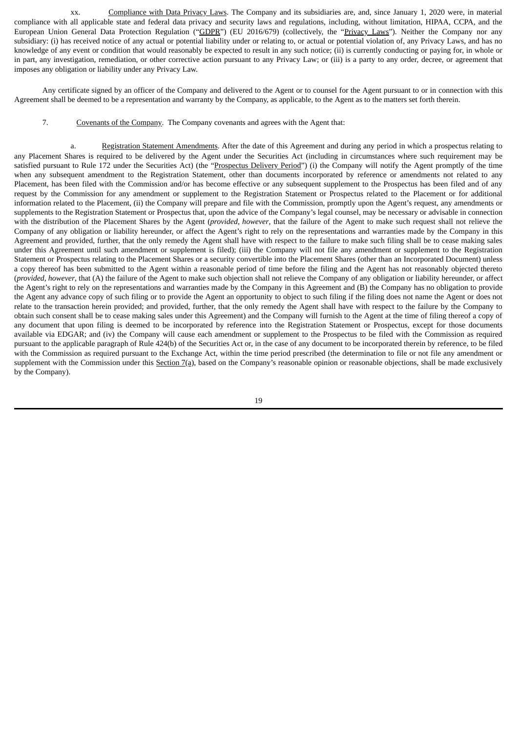xx. Compliance with Data Privacy Laws. The Company and its subsidiaries are, and, since January 1, 2020 were, in material compliance with all applicable state and federal data privacy and security laws and regulations, including, without limitation, HIPAA, CCPA, and the European Union General Data Protection Regulation ("GDPR") (EU 2016/679) (collectively, the "Privacy Laws"). Neither the Company nor any subsidiary: (i) has received notice of any actual or potential liability under or relating to, or actual or potential violation of, any Privacy Laws, and has no knowledge of any event or condition that would reasonably be expected to result in any such notice; (ii) is currently conducting or paying for, in whole or in part, any investigation, remediation, or other corrective action pursuant to any Privacy Law; or (iii) is a party to any order, decree, or agreement that imposes any obligation or liability under any Privacy Law.

Any certificate signed by an officer of the Company and delivered to the Agent or to counsel for the Agent pursuant to or in connection with this Agreement shall be deemed to be a representation and warranty by the Company, as applicable, to the Agent as to the matters set forth therein.

7. Covenants of the Company. The Company covenants and agrees with the Agent that:

a. Registration Statement Amendments. After the date of this Agreement and during any period in which a prospectus relating to any Placement Shares is required to be delivered by the Agent under the Securities Act (including in circumstances where such requirement may be satisfied pursuant to Rule 172 under the Securities Act) (the "Prospectus Delivery Period") (i) the Company will notify the Agent promptly of the time when any subsequent amendment to the Registration Statement, other than documents incorporated by reference or amendments not related to any Placement, has been filed with the Commission and/or has become effective or any subsequent supplement to the Prospectus has been filed and of any request by the Commission for any amendment or supplement to the Registration Statement or Prospectus related to the Placement or for additional information related to the Placement, (ii) the Company will prepare and file with the Commission, promptly upon the Agent's request, any amendments or supplements to the Registration Statement or Prospectus that, upon the advice of the Company's legal counsel, may be necessary or advisable in connection with the distribution of the Placement Shares by the Agent (*provided*, *however*, that the failure of the Agent to make such request shall not relieve the Company of any obligation or liability hereunder, or affect the Agent's right to rely on the representations and warranties made by the Company in this Agreement and provided, further, that the only remedy the Agent shall have with respect to the failure to make such filing shall be to cease making sales under this Agreement until such amendment or supplement is filed); (iii) the Company will not file any amendment or supplement to the Registration Statement or Prospectus relating to the Placement Shares or a security convertible into the Placement Shares (other than an Incorporated Document) unless a copy thereof has been submitted to the Agent within a reasonable period of time before the filing and the Agent has not reasonably objected thereto (*provided*, *however*, that (A) the failure of the Agent to make such objection shall not relieve the Company of any obligation or liability hereunder, or affect the Agent's right to rely on the representations and warranties made by the Company in this Agreement and (B) the Company has no obligation to provide the Agent any advance copy of such filing or to provide the Agent an opportunity to object to such filing if the filing does not name the Agent or does not relate to the transaction herein provided; and provided, further, that the only remedy the Agent shall have with respect to the failure by the Company to obtain such consent shall be to cease making sales under this Agreement) and the Company will furnish to the Agent at the time of filing thereof a copy of any document that upon filing is deemed to be incorporated by reference into the Registration Statement or Prospectus, except for those documents available via EDGAR; and (iv) the Company will cause each amendment or supplement to the Prospectus to be filed with the Commission as required pursuant to the applicable paragraph of Rule 424(b) of the Securities Act or, in the case of any document to be incorporated therein by reference, to be filed with the Commission as required pursuant to the Exchange Act, within the time period prescribed (the determination to file or not file any amendment or supplement with the Commission under this Section 7(a), based on the Company's reasonable opinion or reasonable objections, shall be made exclusively by the Company).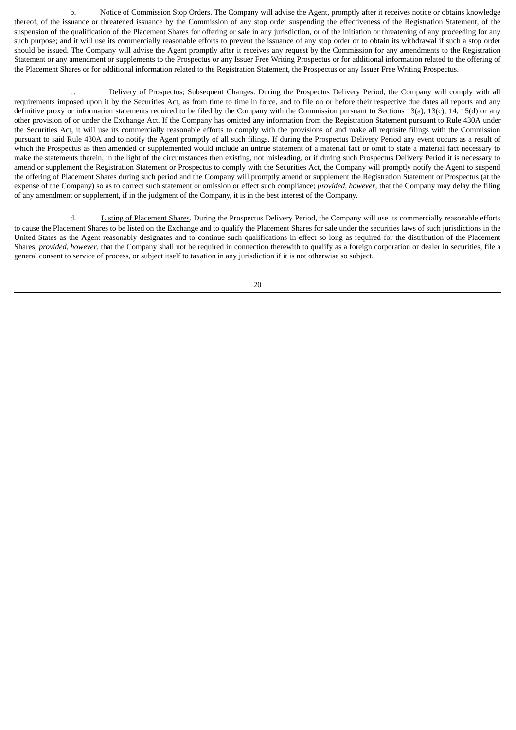b. Notice of Commission Stop Orders. The Company will advise the Agent, promptly after it receives notice or obtains knowledge thereof, of the issuance or threatened issuance by the Commission of any stop order suspending the effectiveness of the Registration Statement, of the suspension of the qualification of the Placement Shares for offering or sale in any jurisdiction, or of the initiation or threatening of any proceeding for any such purpose; and it will use its commercially reasonable efforts to prevent the issuance of any stop order or to obtain its withdrawal if such a stop order should be issued. The Company will advise the Agent promptly after it receives any request by the Commission for any amendments to the Registration Statement or any amendment or supplements to the Prospectus or any Issuer Free Writing Prospectus or for additional information related to the offering of the Placement Shares or for additional information related to the Registration Statement, the Prospectus or any Issuer Free Writing Prospectus.

c. Delivery of Prospectus; Subsequent Changes. During the Prospectus Delivery Period, the Company will comply with all requirements imposed upon it by the Securities Act, as from time to time in force, and to file on or before their respective due dates all reports and any definitive proxy or information statements required to be filed by the Company with the Commission pursuant to Sections 13(a), 13(c), 14, 15(d) or any other provision of or under the Exchange Act. If the Company has omitted any information from the Registration Statement pursuant to Rule 430A under the Securities Act, it will use its commercially reasonable efforts to comply with the provisions of and make all requisite filings with the Commission pursuant to said Rule 430A and to notify the Agent promptly of all such filings. If during the Prospectus Delivery Period any event occurs as a result of which the Prospectus as then amended or supplemented would include an untrue statement of a material fact or omit to state a material fact necessary to make the statements therein, in the light of the circumstances then existing, not misleading, or if during such Prospectus Delivery Period it is necessary to amend or supplement the Registration Statement or Prospectus to comply with the Securities Act, the Company will promptly notify the Agent to suspend the offering of Placement Shares during such period and the Company will promptly amend or supplement the Registration Statement or Prospectus (at the expense of the Company) so as to correct such statement or omission or effect such compliance; *provided, however*, that the Company may delay the filing of any amendment or supplement, if in the judgment of the Company, it is in the best interest of the Company.

d. Listing of Placement Shares. During the Prospectus Delivery Period, the Company will use its commercially reasonable efforts to cause the Placement Shares to be listed on the Exchange and to qualify the Placement Shares for sale under the securities laws of such jurisdictions in the United States as the Agent reasonably designates and to continue such qualifications in effect so long as required for the distribution of the Placement Shares; *provided, however*, that the Company shall not be required in connection therewith to qualify as a foreign corporation or dealer in securities, file a general consent to service of process, or subject itself to taxation in any jurisdiction if it is not otherwise so subject.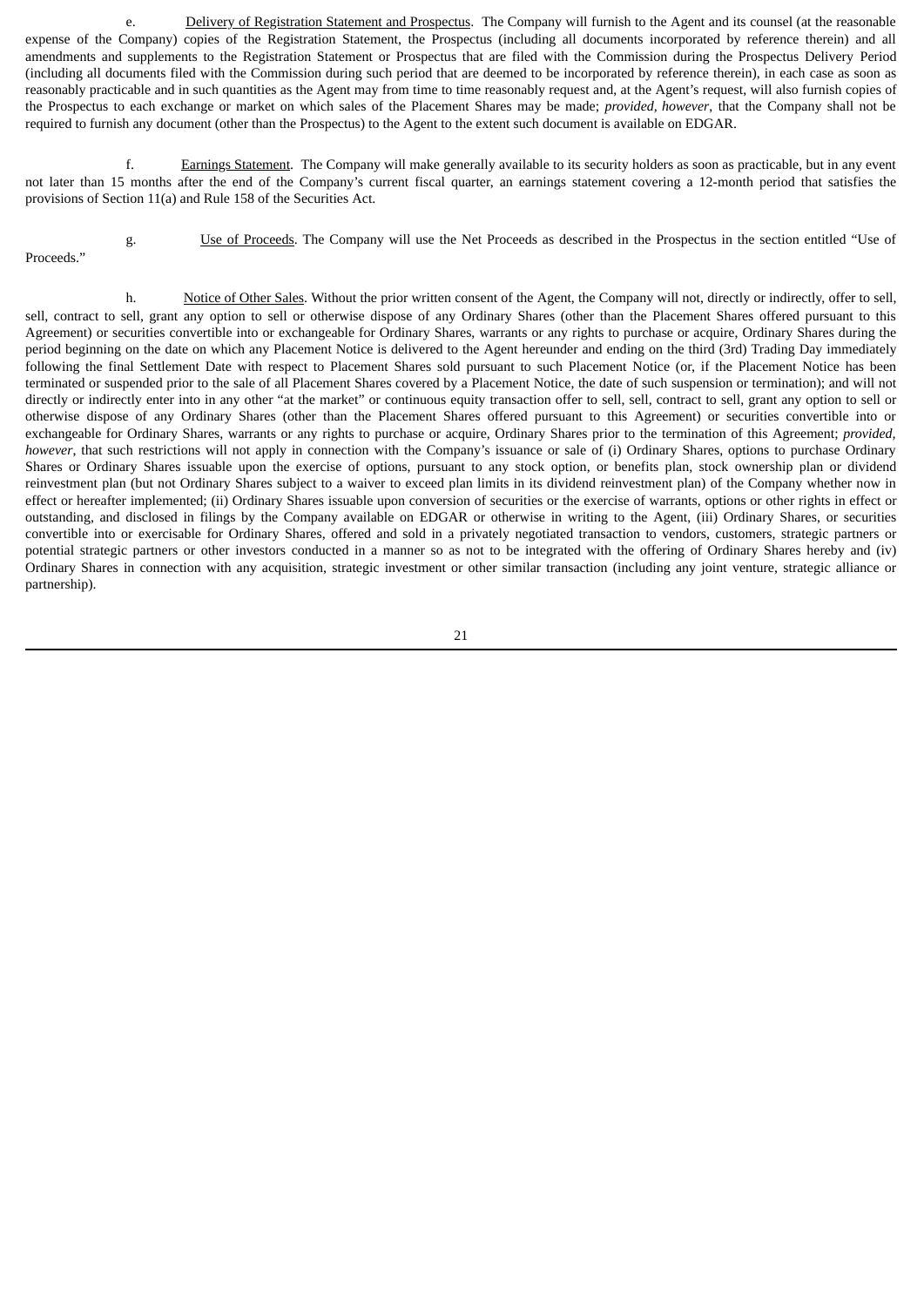e. Delivery of Registration Statement and Prospectus. The Company will furnish to the Agent and its counsel (at the reasonable expense of the Company) copies of the Registration Statement, the Prospectus (including all documents incorporated by reference therein) and all amendments and supplements to the Registration Statement or Prospectus that are filed with the Commission during the Prospectus Delivery Period (including all documents filed with the Commission during such period that are deemed to be incorporated by reference therein), in each case as soon as reasonably practicable and in such quantities as the Agent may from time to time reasonably request and, at the Agent's request, will also furnish copies of the Prospectus to each exchange or market on which sales of the Placement Shares may be made; *provided*, *however*, that the Company shall not be required to furnish any document (other than the Prospectus) to the Agent to the extent such document is available on EDGAR.

f. Earnings Statement. The Company will make generally available to its security holders as soon as practicable, but in any event not later than 15 months after the end of the Company's current fiscal quarter, an earnings statement covering a 12-month period that satisfies the provisions of Section 11(a) and Rule 158 of the Securities Act.

g. Use of Proceeds. The Company will use the Net Proceeds as described in the Prospectus in the section entitled "Use of Proceeds."

h. Notice of Other Sales. Without the prior written consent of the Agent, the Company will not, directly or indirectly, offer to sell, sell, contract to sell, grant any option to sell or otherwise dispose of any Ordinary Shares (other than the Placement Shares offered pursuant to this Agreement) or securities convertible into or exchangeable for Ordinary Shares, warrants or any rights to purchase or acquire, Ordinary Shares during the period beginning on the date on which any Placement Notice is delivered to the Agent hereunder and ending on the third (3rd) Trading Day immediately following the final Settlement Date with respect to Placement Shares sold pursuant to such Placement Notice (or, if the Placement Notice has been terminated or suspended prior to the sale of all Placement Shares covered by a Placement Notice, the date of such suspension or termination); and will not directly or indirectly enter into in any other "at the market" or continuous equity transaction offer to sell, sell, contract to sell, grant any option to sell or otherwise dispose of any Ordinary Shares (other than the Placement Shares offered pursuant to this Agreement) or securities convertible into or exchangeable for Ordinary Shares, warrants or any rights to purchase or acquire, Ordinary Shares prior to the termination of this Agreement; *provided, however*, that such restrictions will not apply in connection with the Company's issuance or sale of (i) Ordinary Shares, options to purchase Ordinary Shares or Ordinary Shares issuable upon the exercise of options, pursuant to any stock option, or benefits plan, stock ownership plan or dividend reinvestment plan (but not Ordinary Shares subject to a waiver to exceed plan limits in its dividend reinvestment plan) of the Company whether now in effect or hereafter implemented; (ii) Ordinary Shares issuable upon conversion of securities or the exercise of warrants, options or other rights in effect or outstanding, and disclosed in filings by the Company available on EDGAR or otherwise in writing to the Agent, (iii) Ordinary Shares, or securities convertible into or exercisable for Ordinary Shares, offered and sold in a privately negotiated transaction to vendors, customers, strategic partners or potential strategic partners or other investors conducted in a manner so as not to be integrated with the offering of Ordinary Shares hereby and (iv) Ordinary Shares in connection with any acquisition, strategic investment or other similar transaction (including any joint venture, strategic alliance or partnership).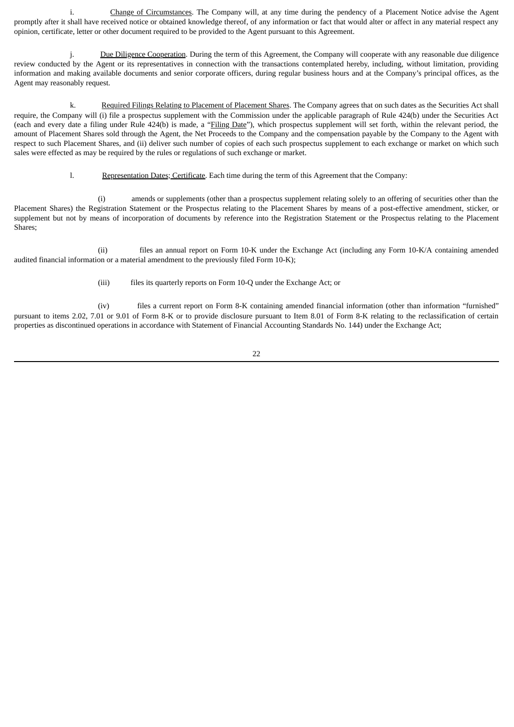i. <u>Change of Circumstances</u>. The Company will, at any time during the pendency of a Placement Notice advise the Agent promptly after it shall have received notice or obtained knowledge thereof, of any information or fact that would alter or affect in any material respect any opinion, certificate, letter or other document required to be provided to the Agent pursuant to this Agreement.

j. <u>Due Diligence Cooperation</u>. During the term of this Agreement, the Company will cooperate with any reasonable due diligence review conducted by the Agent or its representatives in connection with the transactions contemplated hereby, including, without limitation, providing information and making available documents and senior corporate officers, during regular business hours and at the Company's principal offices, as the Agent may reasonably request.

k. <u>Required Filings Relating to Placement of Placement Shares</u>. The Company agrees that on such dates as the Securities Act shall require, the Company will (i) file a prospectus supplement with the Commission under the applicable paragraph of Rule 424(b) under the Securities Act (each and every date a filing under Rule 424(b) is made, a "<u>Filing Date</u>"), which prospectus supplement will set forth, within the relevant period, the amount of Placement Shares sold through the Agent, the Net Proceeds to the Company and the compensation payable by the Company to the Agent with respect to such Placement Shares, and (ii) deliver such number of copies of each such prospectus supplement to each exchange or market on which such sales were effected as may be required by the rules or regulations of such exchange or market.

l. <u>Representation Dates; Certificate</u>. Each time during the term of this Agreement that the Company:

(i) amends or supplements (other than a prospectus supplement relating solely to an offering of securities other than the Placement Shares) the Registration Statement or the Prospectus relating to the Placement Shares by means of a post-effective amendment, sticker, or supplement but not by means of incorporation of documents by reference into the Registration Statement or the Prospectus relating to the Placement Shares;

(ii) files an annual report on Form 10-K under the Exchange Act (including any Form 10-K/A containing amended audited financial information or a material amendment to the previously filed Form 10-K);

(iii) files its quarterly reports on Form 10-Q under the Exchange Act; or

(iv) files a current report on Form 8-K containing amended financial information (other than information "furnished" pursuant to items 2.02, 7.01 or 9.01 of Form 8-K or to provide disclosure pursuant to Item 8.01 of Form 8-K relating to the reclassification of certain properties as discontinued operations in accordance with Statement of Financial Accounting Standards No. 144) under the Exchange Act;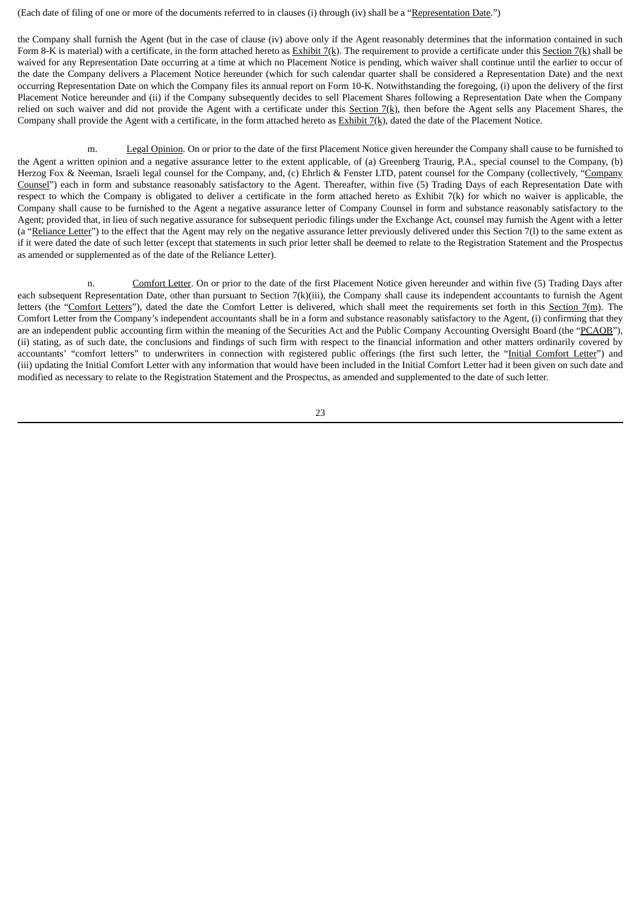(Each date of filing of one or more of the documents referred to in clauses (i) through (iv) shall be a "Representation Date.")

the Company shall furnish the Agent (but in the case of clause (iv) above only if the Agent reasonably determines that the information contained in such Form 8-K is material) with a certificate, in the form attached hereto as Exhibit 7(k). The requirement to provide a certificate under this Section 7(k) shall be waived for any Representation Date occurring at a time at which no Placement Notice is pending, which waiver shall continue until the earlier to occur of the date the Company delivers a Placement Notice hereunder (which for such calendar quarter shall be considered a Representation Date) and the next occurring Representation Date on which the Company files its annual report on Form 10-K. Notwithstanding the foregoing, (i) upon the delivery of the first Placement Notice hereunder and (ii) if the Company subsequently decides to sell Placement Shares following a Representation Date when the Company relied on such waiver and did not provide the Agent with a certificate under this Section 7(k), then before the Agent sells any Placement Shares, the Company shall provide the Agent with a certificate, in the form attached hereto as Exhibit 7(k), dated the date of the Placement Notice.

m. Legal Opinion. On or prior to the date of the first Placement Notice given hereunder the Company shall cause to be furnished to the Agent a written opinion and a negative assurance letter to the extent applicable, of (a) Greenberg Traurig, P.A., special counsel to the Company, (b) Herzog Fox & Neeman, Israeli legal counsel for the Company, and, (c) Ehrlich & Fenster LTD, patent counsel for the Company (collectively, "Company Counsel") each in form and substance reasonably satisfactory to the Agent. Thereafter, within five (5) Trading Days of each Representation Date with respect to which the Company is obligated to deliver a certificate in the form attached hereto as Exhibit 7(k) for which no waiver is applicable, the Company shall cause to be furnished to the Agent a negative assurance letter of Company Counsel in form and substance reasonably satisfactory to the Agent; provided that, in lieu of such negative assurance for subsequent periodic filings under the Exchange Act, counsel may furnish the Agent with a letter (a "Reliance Letter") to the effect that the Agent may rely on the negative assurance letter previously delivered under this Section 7(l) to the same extent as if it were dated the date of such letter (except that statements in such prior letter shall be deemed to relate to the Registration Statement and the Prospectus as amended or supplemented as of the date of the Reliance Letter).

n. Comfort Letter. On or prior to the date of the first Placement Notice given hereunder and within five (5) Trading Days after each subsequent Representation Date, other than pursuant to Section 7(k)(iii), the Company shall cause its independent accountants to furnish the Agent letters (the "Comfort Letters"), dated the date the Comfort Letter is delivered, which shall meet the requirements set forth in this Section 7(m). The Comfort Letter from the Company's independent accountants shall be in a form and substance reasonably satisfactory to the Agent, (i) confirming that they are an independent public accounting firm within the meaning of the Securities Act and the Public Company Accounting Oversight Board (the "PCAOB"), (ii) stating, as of such date, the conclusions and findings of such firm with respect to the financial information and other matters ordinarily covered by accountants' "comfort letters" to underwriters in connection with registered public offerings (the first such letter, the "Initial Comfort Letter") and (iii) updating the Initial Comfort Letter with any information that would have been included in the Initial Comfort Letter had it been given on such date and modified as necessary to relate to the Registration Statement and the Prospectus, as amended and supplemented to the date of such letter.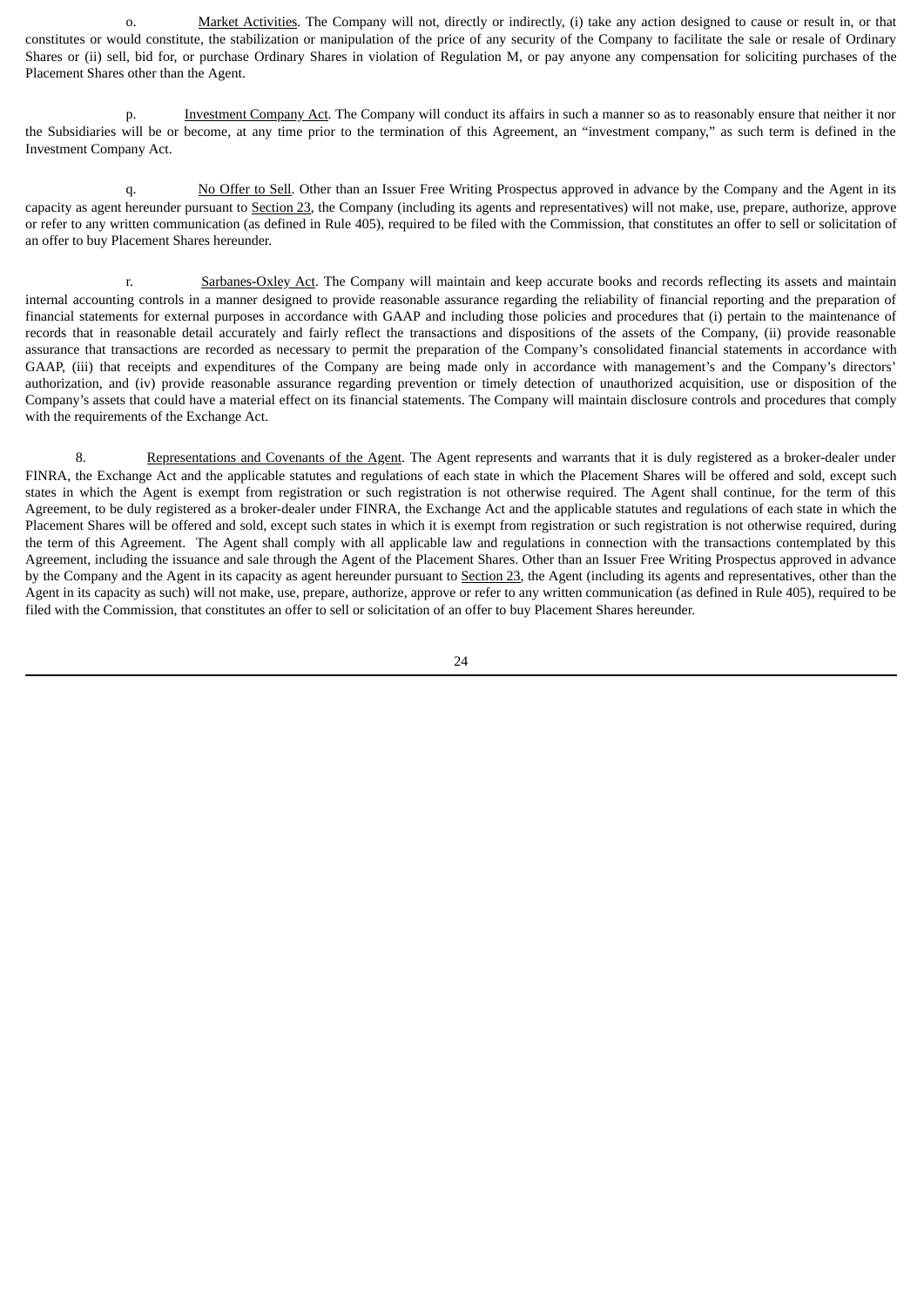o. Market Activities. The Company will not, directly or indirectly, (i) take any action designed to cause or result in, or that constitutes or would constitute, the stabilization or manipulation of the price of any security of the Company to facilitate the sale or resale of Ordinary Shares or (ii) sell, bid for, or purchase Ordinary Shares in violation of Regulation M, or pay anyone any compensation for soliciting purchases of the Placement Shares other than the Agent.

p. Investment Company Act. The Company will conduct its affairs in such a manner so as to reasonably ensure that neither it nor the Subsidiaries will be or become, at any time prior to the termination of this Agreement, an "investment company," as such term is defined in the Investment Company Act.

q. No Offer to Sell. Other than an Issuer Free Writing Prospectus approved in advance by the Company and the Agent in its capacity as agent hereunder pursuant to Section 23, the Company (including its agents and representatives) will not make, use, prepare, authorize, approve or refer to any written communication (as defined in Rule 405), required to be filed with the Commission, that constitutes an offer to sell or solicitation of an offer to buy Placement Shares hereunder.

r. Sarbanes-Oxley Act. The Company will maintain and keep accurate books and records reflecting its assets and maintain internal accounting controls in a manner designed to provide reasonable assurance regarding the reliability of financial reporting and the preparation of financial statements for external purposes in accordance with GAAP and including those policies and procedures that (i) pertain to the maintenance of records that in reasonable detail accurately and fairly reflect the transactions and dispositions of the assets of the Company, (ii) provide reasonable assurance that transactions are recorded as necessary to permit the preparation of the Company's consolidated financial statements in accordance with GAAP, (iii) that receipts and expenditures of the Company are being made only in accordance with management's and the Company's directors' authorization, and (iv) provide reasonable assurance regarding prevention or timely detection of unauthorized acquisition, use or disposition of the Company's assets that could have a material effect on its financial statements. The Company will maintain disclosure controls and procedures that comply with the requirements of the Exchange Act.

8. Representations and Covenants of the Agent. The Agent represents and warrants that it is duly registered as a broker-dealer under FINRA, the Exchange Act and the applicable statutes and regulations of each state in which the Placement Shares will be offered and sold, except such states in which the Agent is exempt from registration or such registration is not otherwise required. The Agent shall continue, for the term of this Agreement, to be duly registered as a broker-dealer under FINRA, the Exchange Act and the applicable statutes and regulations of each state in which the Placement Shares will be offered and sold, except such states in which it is exempt from registration or such registration is not otherwise required, during the term of this Agreement. The Agent shall comply with all applicable law and regulations in connection with the transactions contemplated by this Agreement, including the issuance and sale through the Agent of the Placement Shares. Other than an Issuer Free Writing Prospectus approved in advance by the Company and the Agent in its capacity as agent hereunder pursuant to Section 23, the Agent (including its agents and representatives, other than the Agent in its capacity as such) will not make, use, prepare, authorize, approve or refer to any written communication (as defined in Rule 405), required to be filed with the Commission, that constitutes an offer to sell or solicitation of an offer to buy Placement Shares hereunder.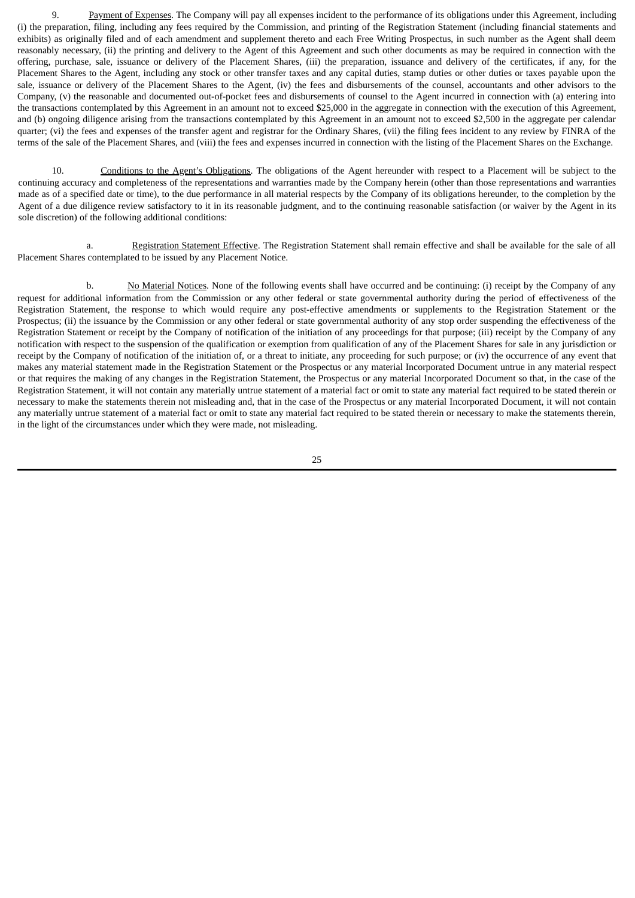9. Payment of Expenses. The Company will pay all expenses incident to the performance of its obligations under this Agreement, including (i) the preparation, filing, including any fees required by the Commission, and printing of the Registration Statement (including financial statements and exhibits) as originally filed and of each amendment and supplement thereto and each Free Writing Prospectus, in such number as the Agent shall deem reasonably necessary, (ii) the printing and delivery to the Agent of this Agreement and such other documents as may be required in connection with the offering, purchase, sale, issuance or delivery of the Placement Shares, (iii) the preparation, issuance and delivery of the certificates, if any, for the Placement Shares to the Agent, including any stock or other transfer taxes and any capital duties, stamp duties or other duties or taxes payable upon the sale, issuance or delivery of the Placement Shares to the Agent, (iv) the fees and disbursements of the counsel, accountants and other advisors to the Company, (v) the reasonable and documented out-of-pocket fees and disbursements of counsel to the Agent incurred in connection with (a) entering into the transactions contemplated by this Agreement in an amount not to exceed $25,000 in the aggregate in connection with the execution of this Agreement, and (b) ongoing diligence arising from the transactions contemplated by this Agreement in an amount not to exceed $2,500 in the aggregate per calendar quarter; (vi) the fees and expenses of the transfer agent and registrar for the Ordinary Shares, (vii) the filing fees incident to any review by FINRA of the terms of the sale of the Placement Shares, and (viii) the fees and expenses incurred in connection with the listing of the Placement Shares on the Exchange.

10. Conditions to the Agent's Obligations. The obligations of the Agent hereunder with respect to a Placement will be subject to the continuing accuracy and completeness of the representations and warranties made by the Company herein (other than those representations and warranties made as of a specified date or time), to the due performance in all material respects by the Company of its obligations hereunder, to the completion by the Agent of a due diligence review satisfactory to it in its reasonable judgment, and to the continuing reasonable satisfaction (or waiver by the Agent in its sole discretion) of the following additional conditions:

a. Registration Statement Effective. The Registration Statement shall remain effective and shall be available for the sale of all Placement Shares contemplated to be issued by any Placement Notice.

b. No Material Notices. None of the following events shall have occurred and be continuing: (i) receipt by the Company of any request for additional information from the Commission or any other federal or state governmental authority during the period of effectiveness of the Registration Statement, the response to which would require any post-effective amendments or supplements to the Registration Statement or the Prospectus; (ii) the issuance by the Commission or any other federal or state governmental authority of any stop order suspending the effectiveness of the Registration Statement or receipt by the Company of notification of the initiation of any proceedings for that purpose; (iii) receipt by the Company of any notification with respect to the suspension of the qualification or exemption from qualification of any of the Placement Shares for sale in any jurisdiction or receipt by the Company of notification of the initiation of, or a threat to initiate, any proceeding for such purpose; or (iv) the occurrence of any event that makes any material statement made in the Registration Statement or the Prospectus or any material Incorporated Document untrue in any material respect or that requires the making of any changes in the Registration Statement, the Prospectus or any material Incorporated Document so that, in the case of the Registration Statement, it will not contain any materially untrue statement of a material fact or omit to state any material fact required to be stated therein or necessary to make the statements therein not misleading and, that in the case of the Prospectus or any material Incorporated Document, it will not contain any materially untrue statement of a material fact or omit to state any material fact required to be stated therein or necessary to make the statements therein, in the light of the circumstances under which they were made, not misleading.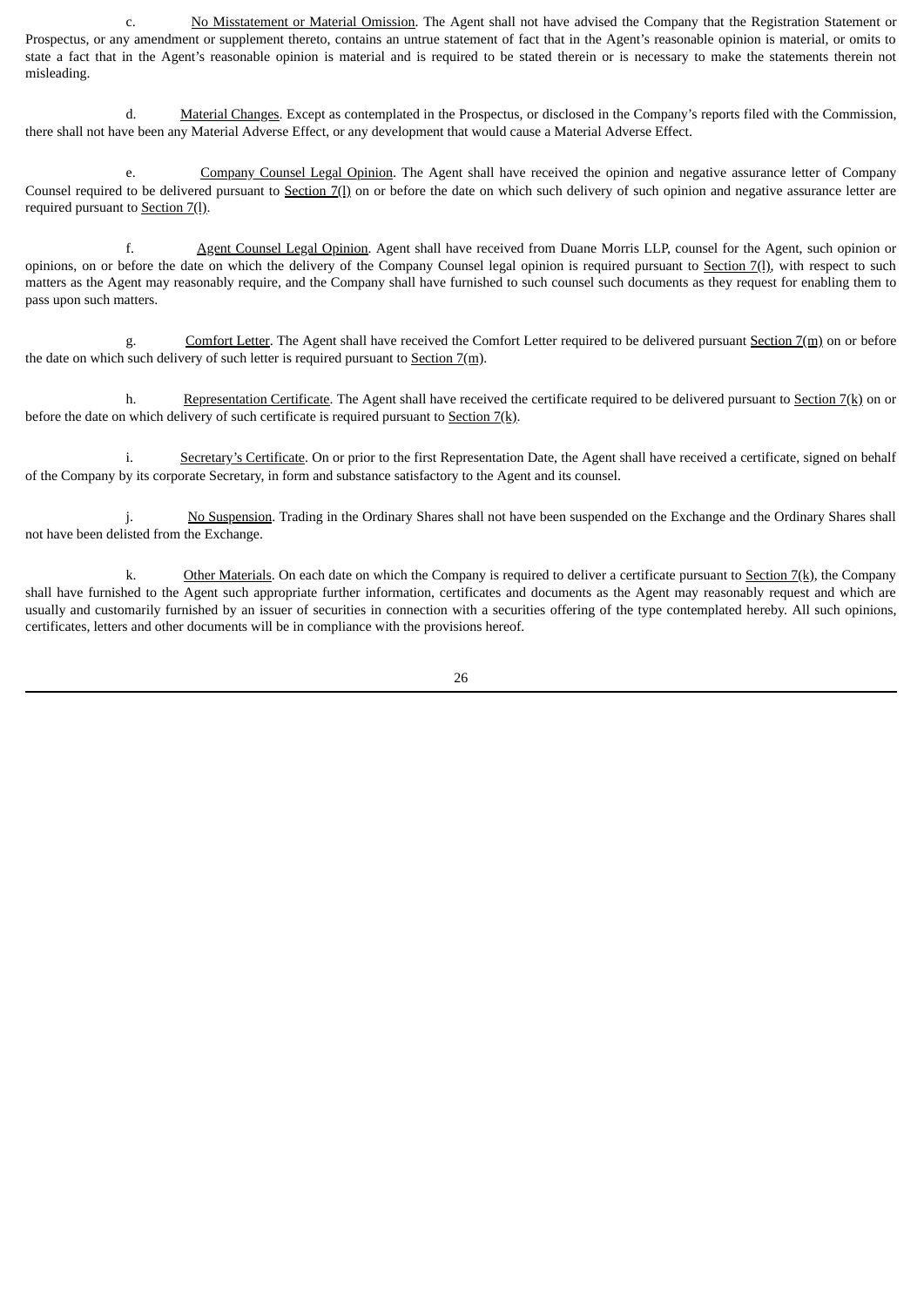c. No Misstatement or Material Omission. The Agent shall not have advised the Company that the Registration Statement or Prospectus, or any amendment or supplement thereto, contains an untrue statement of fact that in the Agent's reasonable opinion is material, or omits to state a fact that in the Agent's reasonable opinion is material and is required to be stated therein or is necessary to make the statements therein not misleading.

d. Material Changes. Except as contemplated in the Prospectus, or disclosed in the Company's reports filed with the Commission, there shall not have been any Material Adverse Effect, or any development that would cause a Material Adverse Effect.

e. Company Counsel Legal Opinion. The Agent shall have received the opinion and negative assurance letter of Company Counsel required to be delivered pursuant to Section 7(l) on or before the date on which such delivery of such opinion and negative assurance letter are required pursuant to Section 7(l).

f. Agent Counsel Legal Opinion. Agent shall have received from Duane Morris LLP, counsel for the Agent, such opinion or opinions, on or before the date on which the delivery of the Company Counsel legal opinion is required pursuant to Section 7(l), with respect to such matters as the Agent may reasonably require, and the Company shall have furnished to such counsel such documents as they request for enabling them to pass upon such matters.

g. Comfort Letter. The Agent shall have received the Comfort Letter required to be delivered pursuant Section 7(m) on or before the date on which such delivery of such letter is required pursuant to Section 7(m).

h. Representation Certificate. The Agent shall have received the certificate required to be delivered pursuant to Section 7(k) on or before the date on which delivery of such certificate is required pursuant to Section 7(k).

i. Secretary's Certificate. On or prior to the first Representation Date, the Agent shall have received a certificate, signed on behalf of the Company by its corporate Secretary, in form and substance satisfactory to the Agent and its counsel.

j. No Suspension. Trading in the Ordinary Shares shall not have been suspended on the Exchange and the Ordinary Shares shall not have been delisted from the Exchange.

k. Other Materials. On each date on which the Company is required to deliver a certificate pursuant to Section 7(k), the Company shall have furnished to the Agent such appropriate further information, certificates and documents as the Agent may reasonably request and which are usually and customarily furnished by an issuer of securities in connection with a securities offering of the type contemplated hereby. All such opinions, certificates, letters and other documents will be in compliance with the provisions hereof.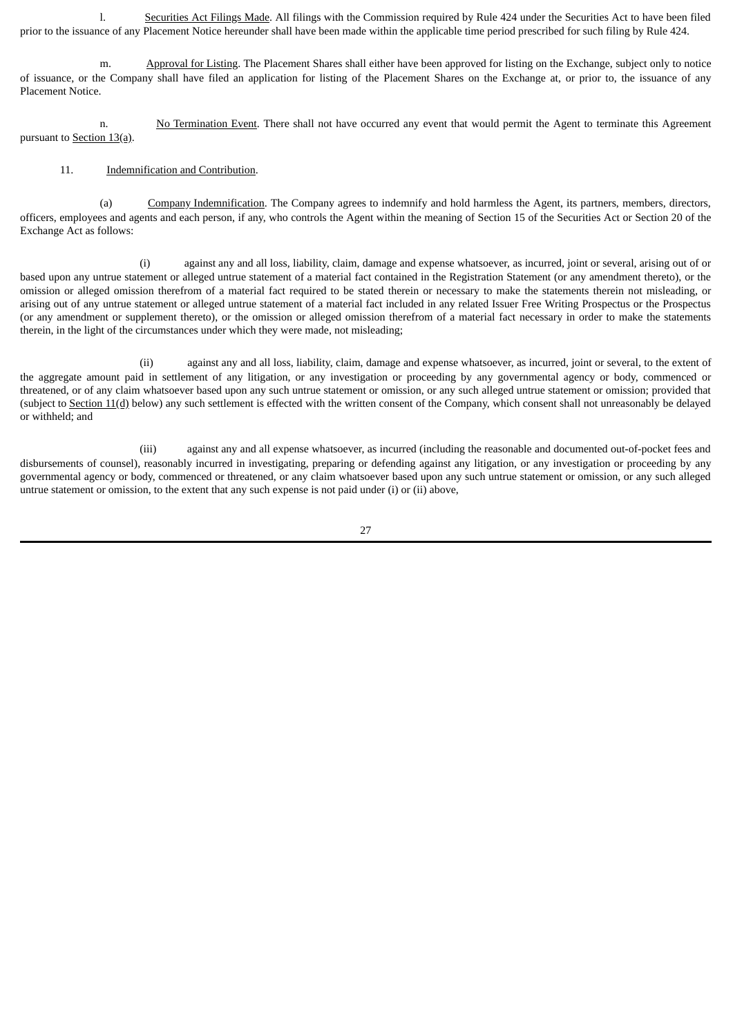l. Securities Act Filings Made. All filings with the Commission required by Rule 424 under the Securities Act to have been filed prior to the issuance of any Placement Notice hereunder shall have been made within the applicable time period prescribed for such filing by Rule 424.

m. Approval for Listing. The Placement Shares shall either have been approved for listing on the Exchange, subject only to notice of issuance, or the Company shall have filed an application for listing of the Placement Shares on the Exchange at, or prior to, the issuance of any Placement Notice.

n. No Termination Event. There shall not have occurred any event that would permit the Agent to terminate this Agreement pursuant to Section 13(a).

11. Indemnification and Contribution.

(a) Company Indemnification. The Company agrees to indemnify and hold harmless the Agent, its partners, members, directors, officers, employees and agents and each person, if any, who controls the Agent within the meaning of Section 15 of the Securities Act or Section 20 of the Exchange Act as follows:

(i) against any and all loss, liability, claim, damage and expense whatsoever, as incurred, joint or several, arising out of or based upon any untrue statement or alleged untrue statement of a material fact contained in the Registration Statement (or any amendment thereto), or the omission or alleged omission therefrom of a material fact required to be stated therein or necessary to make the statements therein not misleading, or arising out of any untrue statement or alleged untrue statement of a material fact included in any related Issuer Free Writing Prospectus or the Prospectus (or any amendment or supplement thereto), or the omission or alleged omission therefrom of a material fact necessary in order to make the statements therein, in the light of the circumstances under which they were made, not misleading;

(ii) against any and all loss, liability, claim, damage and expense whatsoever, as incurred, joint or several, to the extent of the aggregate amount paid in settlement of any litigation, or any investigation or proceeding by any governmental agency or body, commenced or threatened, or of any claim whatsoever based upon any such untrue statement or omission, or any such alleged untrue statement or omission; provided that (subject to Section 11(d) below) any such settlement is effected with the written consent of the Company, which consent shall not unreasonably be delayed or withheld; and

(iii) against any and all expense whatsoever, as incurred (including the reasonable and documented out-of-pocket fees and disbursements of counsel), reasonably incurred in investigating, preparing or defending against any litigation, or any investigation or proceeding by any governmental agency or body, commenced or threatened, or any claim whatsoever based upon any such untrue statement or omission, or any such alleged untrue statement or omission, to the extent that any such expense is not paid under (i) or (ii) above,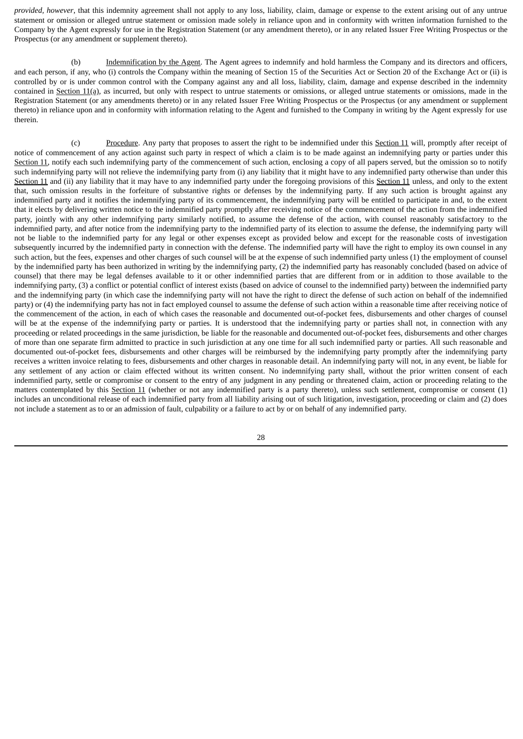*provided, however*, that this indemnity agreement shall not apply to any loss, liability, claim, damage or expense to the extent arising out of any untrue statement or omission or alleged untrue statement or omission made solely in reliance upon and in conformity with written information furnished to the Company by the Agent expressly for use in the Registration Statement (or any amendment thereto), or in any related Issuer Free Writing Prospectus or the Prospectus (or any amendment or supplement thereto).

(b) Indemnification by the Agent. The Agent agrees to indemnify and hold harmless the Company and its directors and officers, and each person, if any, who (i) controls the Company within the meaning of Section 15 of the Securities Act or Section 20 of the Exchange Act or (ii) is controlled by or is under common control with the Company against any and all loss, liability, claim, damage and expense described in the indemnity contained in Section 11(a), as incurred, but only with respect to untrue statements or omissions, or alleged untrue statements or omissions, made in the Registration Statement (or any amendments thereto) or in any related Issuer Free Writing Prospectus or the Prospectus (or any amendment or supplement thereto) in reliance upon and in conformity with information relating to the Agent and furnished to the Company in writing by the Agent expressly for use therein.

(c) Procedure. Any party that proposes to assert the right to be indemnified under this Section 11 will, promptly after receipt of notice of commencement of any action against such party in respect of which a claim is to be made against an indemnifying party or parties under this Section 11, notify each such indemnifying party of the commencement of such action, enclosing a copy of all papers served, but the omission so to notify such indemnifying party will not relieve the indemnifying party from (i) any liability that it might have to any indemnified party otherwise than under this Section 11 and (ii) any liability that it may have to any indemnified party under the foregoing provisions of this Section 11 unless, and only to the extent that, such omission results in the forfeiture of substantive rights or defenses by the indemnifying party. If any such action is brought against any indemnified party and it notifies the indemnifying party of its commencement, the indemnifying party will be entitled to participate in and, to the extent that it elects by delivering written notice to the indemnified party promptly after receiving notice of the commencement of the action from the indemnified party, jointly with any other indemnifying party similarly notified, to assume the defense of the action, with counsel reasonably satisfactory to the indemnified party, and after notice from the indemnifying party to the indemnified party of its election to assume the defense, the indemnifying party will not be liable to the indemnified party for any legal or other expenses except as provided below and except for the reasonable costs of investigation subsequently incurred by the indemnified party in connection with the defense. The indemnified party will have the right to employ its own counsel in any such action, but the fees, expenses and other charges of such counsel will be at the expense of such indemnified party unless (1) the employment of counsel by the indemnified party has been authorized in writing by the indemnifying party, (2) the indemnified party has reasonably concluded (based on advice of counsel) that there may be legal defenses available to it or other indemnified parties that are different from or in addition to those available to the indemnifying party, (3) a conflict or potential conflict of interest exists (based on advice of counsel to the indemnified party) between the indemnified party and the indemnifying party (in which case the indemnifying party will not have the right to direct the defense of such action on behalf of the indemnified party) or (4) the indemnifying party has not in fact employed counsel to assume the defense of such action within a reasonable time after receiving notice of the commencement of the action, in each of which cases the reasonable and documented out-of-pocket fees, disbursements and other charges of counsel will be at the expense of the indemnifying party or parties. It is understood that the indemnifying party or parties shall not, in connection with any proceeding or related proceedings in the same jurisdiction, be liable for the reasonable and documented out-of-pocket fees, disbursements and other charges of more than one separate firm admitted to practice in such jurisdiction at any one time for all such indemnified party or parties. All such reasonable and documented out-of-pocket fees, disbursements and other charges will be reimbursed by the indemnifying party promptly after the indemnifying party receives a written invoice relating to fees, disbursements and other charges in reasonable detail. An indemnifying party will not, in any event, be liable for any settlement of any action or claim effected without its written consent. No indemnifying party shall, without the prior written consent of each indemnified party, settle or compromise or consent to the entry of any judgment in any pending or threatened claim, action or proceeding relating to the matters contemplated by this Section 11 (whether or not any indemnified party is a party thereto), unless such settlement, compromise or consent (1) includes an unconditional release of each indemnified party from all liability arising out of such litigation, investigation, proceeding or claim and (2) does not include a statement as to or an admission of fault, culpability or a failure to act by or on behalf of any indemnified party.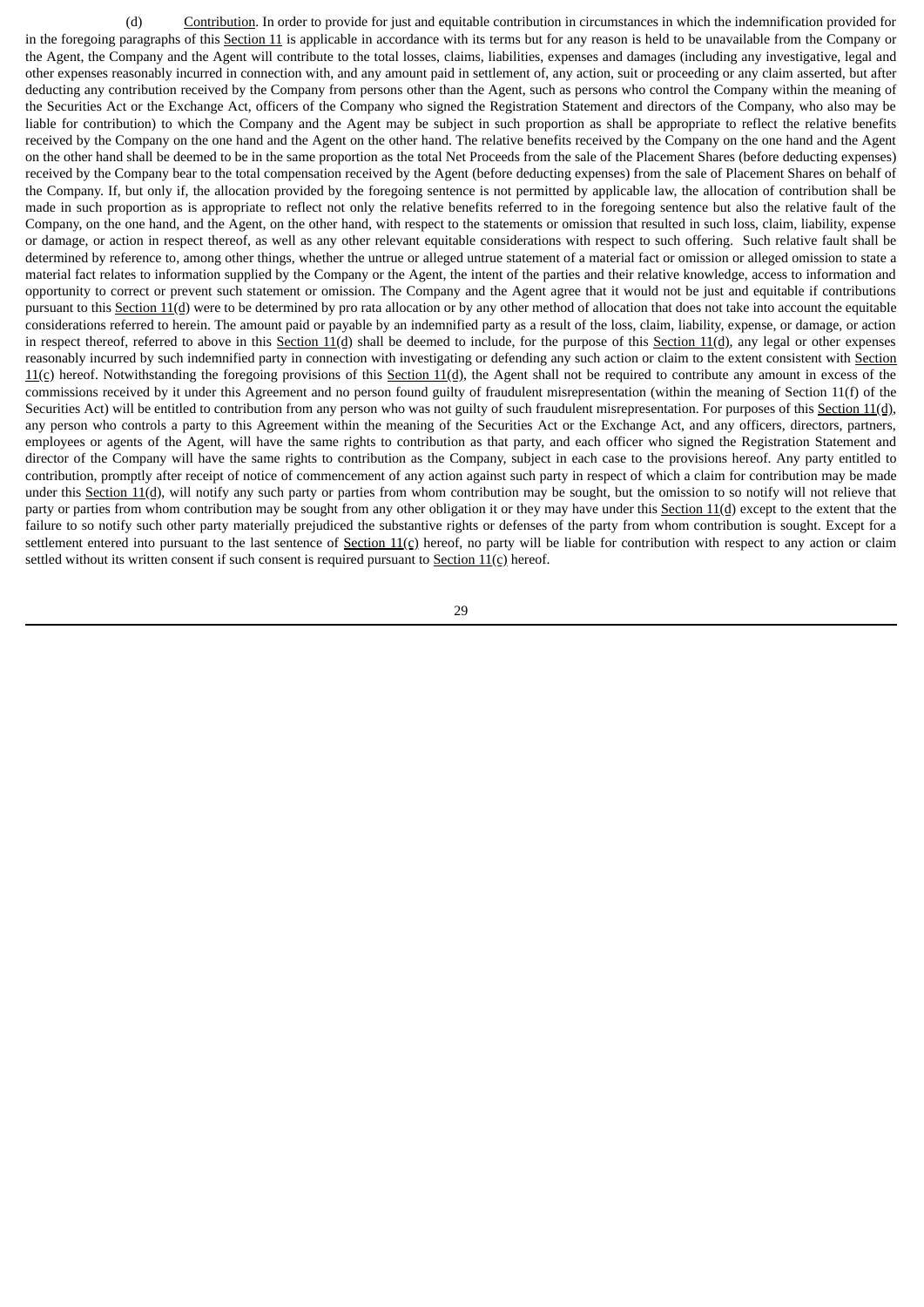(d) Contribution. In order to provide for just and equitable contribution in circumstances in which the indemnification provided for in the foregoing paragraphs of this Section 11 is applicable in accordance with its terms but for any reason is held to be unavailable from the Company or the Agent, the Company and the Agent will contribute to the total losses, claims, liabilities, expenses and damages (including any investigative, legal and other expenses reasonably incurred in connection with, and any amount paid in settlement of, any action, suit or proceeding or any claim asserted, but after deducting any contribution received by the Company from persons other than the Agent, such as persons who control the Company within the meaning of the Securities Act or the Exchange Act, officers of the Company who signed the Registration Statement and directors of the Company, who also may be liable for contribution) to which the Company and the Agent may be subject in such proportion as shall be appropriate to reflect the relative benefits received by the Company on the one hand and the Agent on the other hand. The relative benefits received by the Company on the one hand and the Agent on the other hand shall be deemed to be in the same proportion as the total Net Proceeds from the sale of the Placement Shares (before deducting expenses) received by the Company bear to the total compensation received by the Agent (before deducting expenses) from the sale of Placement Shares on behalf of the Company. If, but only if, the allocation provided by the foregoing sentence is not permitted by applicable law, the allocation of contribution shall be made in such proportion as is appropriate to reflect not only the relative benefits referred to in the foregoing sentence but also the relative fault of the Company, on the one hand, and the Agent, on the other hand, with respect to the statements or omission that resulted in such loss, claim, liability, expense or damage, or action in respect thereof, as well as any other relevant equitable considerations with respect to such offering. Such relative fault shall be determined by reference to, among other things, whether the untrue or alleged untrue statement of a material fact or omission or alleged omission to state a material fact relates to information supplied by the Company or the Agent, the intent of the parties and their relative knowledge, access to information and opportunity to correct or prevent such statement or omission. The Company and the Agent agree that it would not be just and equitable if contributions pursuant to this Section 11(d) were to be determined by pro rata allocation or by any other method of allocation that does not take into account the equitable considerations referred to herein. The amount paid or payable by an indemnified party as a result of the loss, claim, liability, expense, or damage, or action in respect thereof, referred to above in this Section 11(d) shall be deemed to include, for the purpose of this Section 11(d), any legal or other expenses reasonably incurred by such indemnified party in connection with investigating or defending any such action or claim to the extent consistent with Section 11(c) hereof. Notwithstanding the foregoing provisions of this Section 11(d), the Agent shall not be required to contribute any amount in excess of the commissions received by it under this Agreement and no person found guilty of fraudulent misrepresentation (within the meaning of Section 11(f) of the Securities Act) will be entitled to contribution from any person who was not guilty of such fraudulent misrepresentation. For purposes of this Section 11(d), any person who controls a party to this Agreement within the meaning of the Securities Act or the Exchange Act, and any officers, directors, partners, employees or agents of the Agent, will have the same rights to contribution as that party, and each officer who signed the Registration Statement and director of the Company will have the same rights to contribution as the Company, subject in each case to the provisions hereof. Any party entitled to contribution, promptly after receipt of notice of commencement of any action against such party in respect of which a claim for contribution may be made under this Section 11(d), will notify any such party or parties from whom contribution may be sought, but the omission to so notify will not relieve that party or parties from whom contribution may be sought from any other obligation it or they may have under this Section 11(d) except to the extent that the failure to so notify such other party materially prejudiced the substantive rights or defenses of the party from whom contribution is sought. Except for a settlement entered into pursuant to the last sentence of Section 11(c) hereof, no party will be liable for contribution with respect to any action or claim settled without its written consent if such consent is required pursuant to Section 11(c) hereof.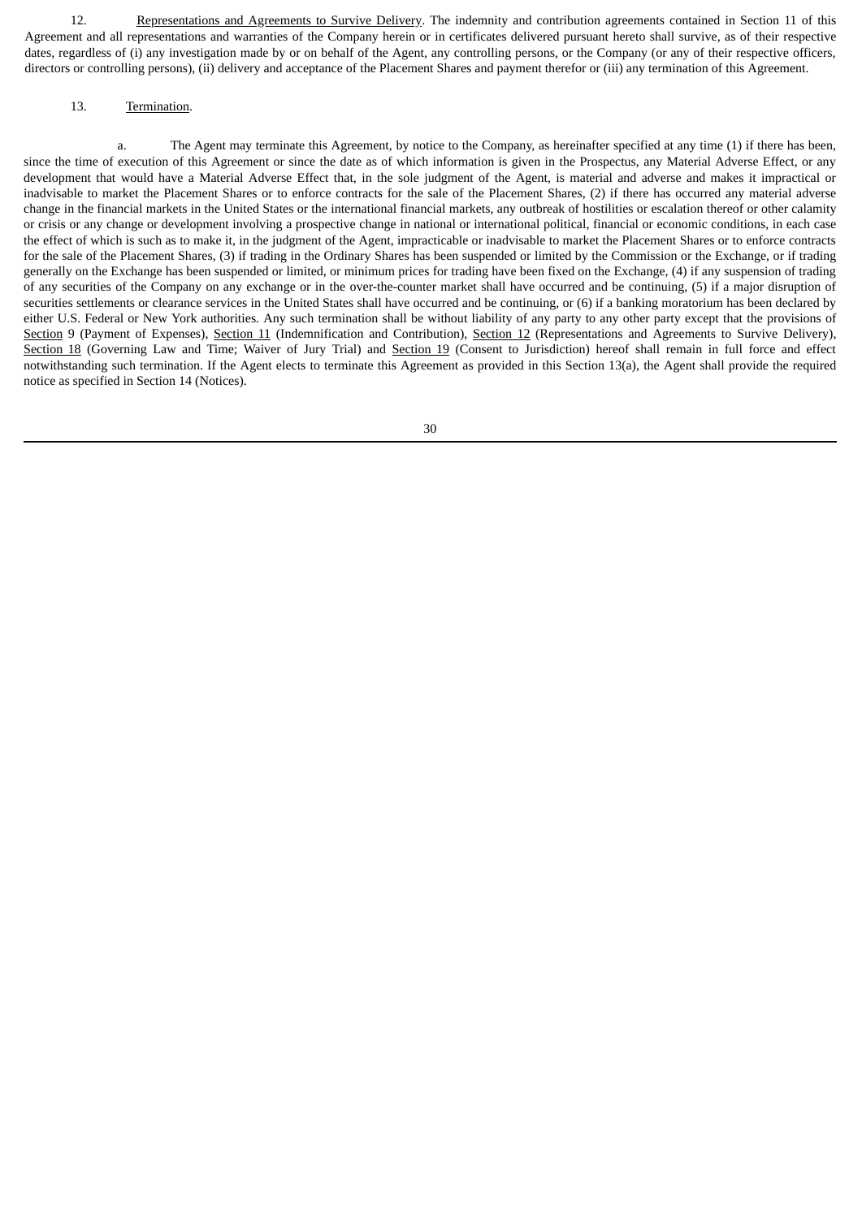12. Representations and Agreements to Survive Delivery. The indemnity and contribution agreements contained in Section 11 of this Agreement and all representations and warranties of the Company herein or in certificates delivered pursuant hereto shall survive, as of their respective dates, regardless of (i) any investigation made by or on behalf of the Agent, any controlling persons, or the Company (or any of their respective officers, directors or controlling persons), (ii) delivery and acceptance of the Placement Shares and payment therefor or (iii) any termination of this Agreement.

13. Termination.

a. The Agent may terminate this Agreement, by notice to the Company, as hereinafter specified at any time (1) if there has been, since the time of execution of this Agreement or since the date as of which information is given in the Prospectus, any Material Adverse Effect, or any development that would have a Material Adverse Effect that, in the sole judgment of the Agent, is material and adverse and makes it impractical or inadvisable to market the Placement Shares or to enforce contracts for the sale of the Placement Shares, (2) if there has occurred any material adverse change in the financial markets in the United States or the international financial markets, any outbreak of hostilities or escalation thereof or other calamity or crisis or any change or development involving a prospective change in national or international political, financial or economic conditions, in each case the effect of which is such as to make it, in the judgment of the Agent, impracticable or inadvisable to market the Placement Shares or to enforce contracts for the sale of the Placement Shares, (3) if trading in the Ordinary Shares has been suspended or limited by the Commission or the Exchange, or if trading generally on the Exchange has been suspended or limited, or minimum prices for trading have been fixed on the Exchange, (4) if any suspension of trading of any securities of the Company on any exchange or in the over-the-counter market shall have occurred and be continuing, (5) if a major disruption of securities settlements or clearance services in the United States shall have occurred and be continuing, or (6) if a banking moratorium has been declared by either U.S. Federal or New York authorities. Any such termination shall be without liability of any party to any other party except that the provisions of Section 9 (Payment of Expenses), Section 11 (Indemnification and Contribution), Section 12 (Representations and Agreements to Survive Delivery), Section 18 (Governing Law and Time; Waiver of Jury Trial) and Section 19 (Consent to Jurisdiction) hereof shall remain in full force and effect notwithstanding such termination. If the Agent elects to terminate this Agreement as provided in this Section 13(a), the Agent shall provide the required notice as specified in Section 14 (Notices).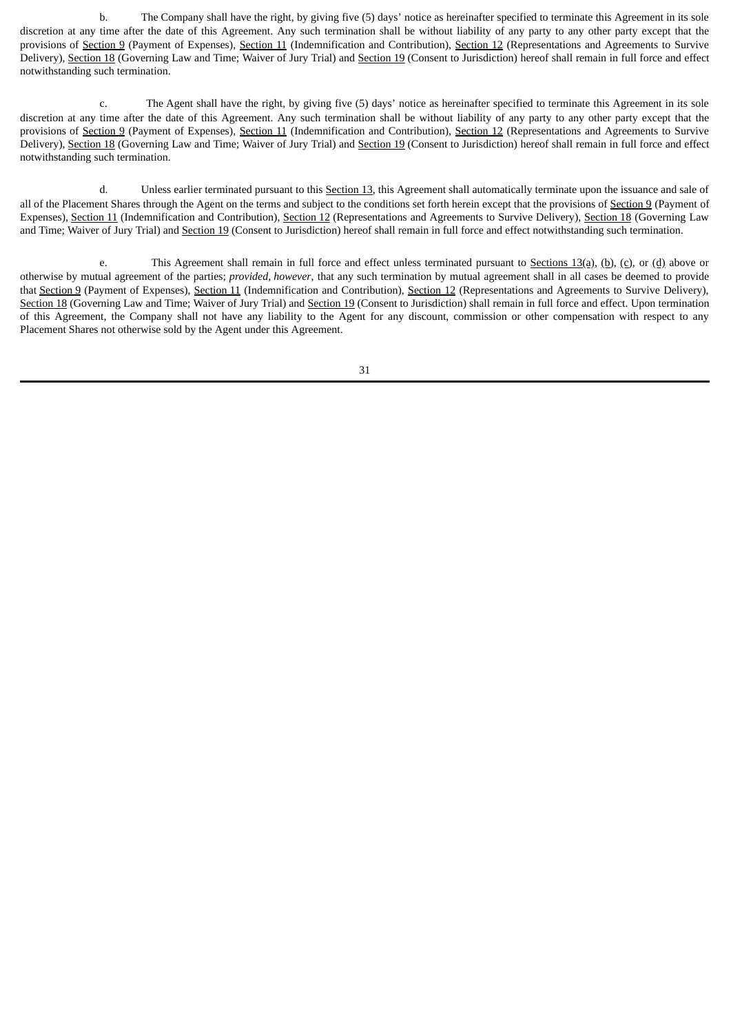b. The Company shall have the right, by giving five (5) days' notice as hereinafter specified to terminate this Agreement in its sole discretion at any time after the date of this Agreement. Any such termination shall be without liability of any party to any other party except that the provisions of Section 9 (Payment of Expenses), Section 11 (Indemnification and Contribution), Section 12 (Representations and Agreements to Survive Delivery), Section 18 (Governing Law and Time; Waiver of Jury Trial) and Section 19 (Consent to Jurisdiction) hereof shall remain in full force and effect notwithstanding such termination.

c. The Agent shall have the right, by giving five (5) days' notice as hereinafter specified to terminate this Agreement in its sole discretion at any time after the date of this Agreement. Any such termination shall be without liability of any party to any other party except that the provisions of Section 9 (Payment of Expenses), Section 11 (Indemnification and Contribution), Section 12 (Representations and Agreements to Survive Delivery), Section 18 (Governing Law and Time; Waiver of Jury Trial) and Section 19 (Consent to Jurisdiction) hereof shall remain in full force and effect notwithstanding such termination.

d. Unless earlier terminated pursuant to this Section 13, this Agreement shall automatically terminate upon the issuance and sale of all of the Placement Shares through the Agent on the terms and subject to the conditions set forth herein except that the provisions of Section 9 (Payment of Expenses), Section 11 (Indemnification and Contribution), Section 12 (Representations and Agreements to Survive Delivery), Section 18 (Governing Law and Time; Waiver of Jury Trial) and Section 19 (Consent to Jurisdiction) hereof shall remain in full force and effect notwithstanding such termination.

e. This Agreement shall remain in full force and effect unless terminated pursuant to Sections 13(a), (b), (c), or (d) above or otherwise by mutual agreement of the parties; *provided*, *however*, that any such termination by mutual agreement shall in all cases be deemed to provide that Section 9 (Payment of Expenses), Section 11 (Indemnification and Contribution), Section 12 (Representations and Agreements to Survive Delivery), Section 18 (Governing Law and Time; Waiver of Jury Trial) and Section 19 (Consent to Jurisdiction) shall remain in full force and effect. Upon termination of this Agreement, the Company shall not have any liability to the Agent for any discount, commission or other compensation with respect to any Placement Shares not otherwise sold by the Agent under this Agreement.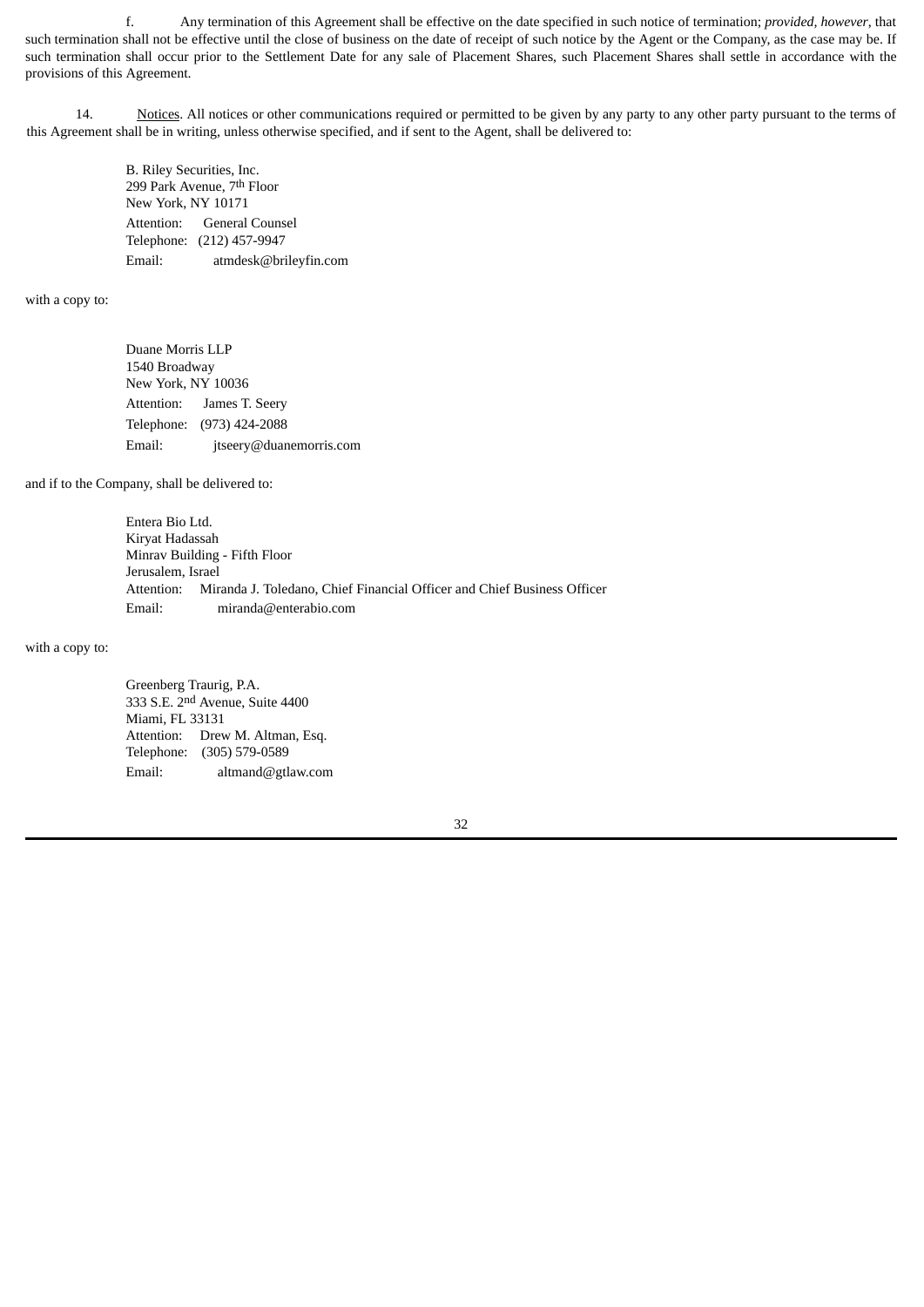f. Any termination of this Agreement shall be effective on the date specified in such notice of termination; *provided, however*, that such termination shall not be effective until the close of business on the date of receipt of such notice by the Agent or the Company, as the case may be. If such termination shall occur prior to the Settlement Date for any sale of Placement Shares, such Placement Shares shall settle in accordance with the provisions of this Agreement.

14. Notices. All notices or other communications required or permitted to be given by any party to any other party pursuant to the terms of this Agreement shall be in writing, unless otherwise specified, and if sent to the Agent, shall be delivered to:

B. Riley Securities, Inc.
299 Park Avenue, 7th Floor
New York, NY 10171
Attention: General Counsel
Telephone: (212) 457-9947
Email: atmdesk@brileyfin.com

with a copy to:

Duane Morris LLP
1540 Broadway
New York, NY 10036
Attention: James T. Seery
Telephone: (973) 424-2088
Email: jtseery@duanemorris.com

and if to the Company, shall be delivered to:

Entera Bio Ltd.
Kiryat Hadassah
Minrav Building - Fifth Floor
Jerusalem, Israel
Attention: Miranda J. Toledano, Chief Financial Officer and Chief Business Officer
Email: miranda@enterabio.com

with a copy to:

Greenberg Traurig, P.A.
333 S.E. 2nd Avenue, Suite 4400
Miami, FL 33131
Attention: Drew M. Altman, Esq.
Telephone: (305) 579-0589
Email: altmand@gtlaw.com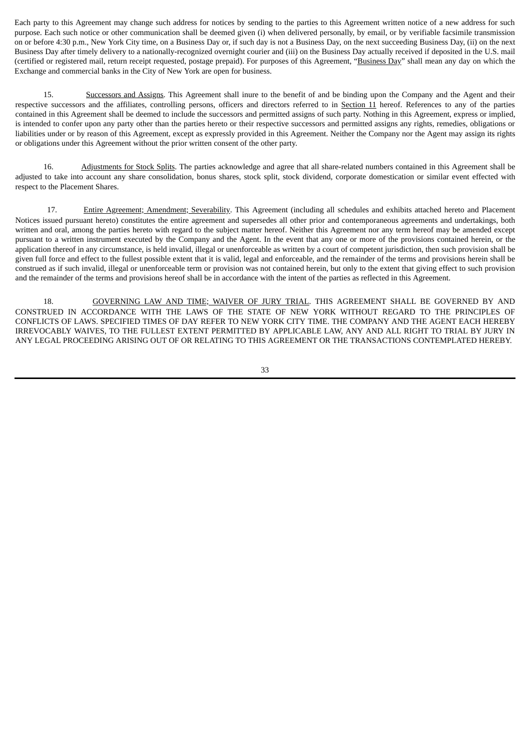Each party to this Agreement may change such address for notices by sending to the parties to this Agreement written notice of a new address for such purpose. Each such notice or other communication shall be deemed given (i) when delivered personally, by email, or by verifiable facsimile transmission on or before 4:30 p.m., New York City time, on a Business Day or, if such day is not a Business Day, on the next succeeding Business Day, (ii) on the next Business Day after timely delivery to a nationally-recognized overnight courier and (iii) on the Business Day actually received if deposited in the U.S. mail (certified or registered mail, return receipt requested, postage prepaid). For purposes of this Agreement, "Business Day" shall mean any day on which the Exchange and commercial banks in the City of New York are open for business.

15. Successors and Assigns. This Agreement shall inure to the benefit of and be binding upon the Company and the Agent and their respective successors and the affiliates, controlling persons, officers and directors referred to in Section 11 hereof. References to any of the parties contained in this Agreement shall be deemed to include the successors and permitted assigns of such party. Nothing in this Agreement, express or implied, is intended to confer upon any party other than the parties hereto or their respective successors and permitted assigns any rights, remedies, obligations or liabilities under or by reason of this Agreement, except as expressly provided in this Agreement. Neither the Company nor the Agent may assign its rights or obligations under this Agreement without the prior written consent of the other party.

16. Adjustments for Stock Splits. The parties acknowledge and agree that all share-related numbers contained in this Agreement shall be adjusted to take into account any share consolidation, bonus shares, stock split, stock dividend, corporate domestication or similar event effected with respect to the Placement Shares.

17. Entire Agreement; Amendment; Severability. This Agreement (including all schedules and exhibits attached hereto and Placement Notices issued pursuant hereto) constitutes the entire agreement and supersedes all other prior and contemporaneous agreements and undertakings, both written and oral, among the parties hereto with regard to the subject matter hereof. Neither this Agreement nor any term hereof may be amended except pursuant to a written instrument executed by the Company and the Agent. In the event that any one or more of the provisions contained herein, or the application thereof in any circumstance, is held invalid, illegal or unenforceable as written by a court of competent jurisdiction, then such provision shall be given full force and effect to the fullest possible extent that it is valid, legal and enforceable, and the remainder of the terms and provisions herein shall be construed as if such invalid, illegal or unenforceable term or provision was not contained herein, but only to the extent that giving effect to such provision and the remainder of the terms and provisions hereof shall be in accordance with the intent of the parties as reflected in this Agreement.

18. GOVERNING LAW AND TIME; WAIVER OF JURY TRIAL. THIS AGREEMENT SHALL BE GOVERNED BY AND CONSTRUED IN ACCORDANCE WITH THE LAWS OF THE STATE OF NEW YORK WITHOUT REGARD TO THE PRINCIPLES OF CONFLICTS OF LAWS. SPECIFIED TIMES OF DAY REFER TO NEW YORK CITY TIME. THE COMPANY AND THE AGENT EACH HEREBY IRREVOCABLY WAIVES, TO THE FULLEST EXTENT PERMITTED BY APPLICABLE LAW, ANY AND ALL RIGHT TO TRIAL BY JURY IN ANY LEGAL PROCEEDING ARISING OUT OF OR RELATING TO THIS AGREEMENT OR THE TRANSACTIONS CONTEMPLATED HEREBY.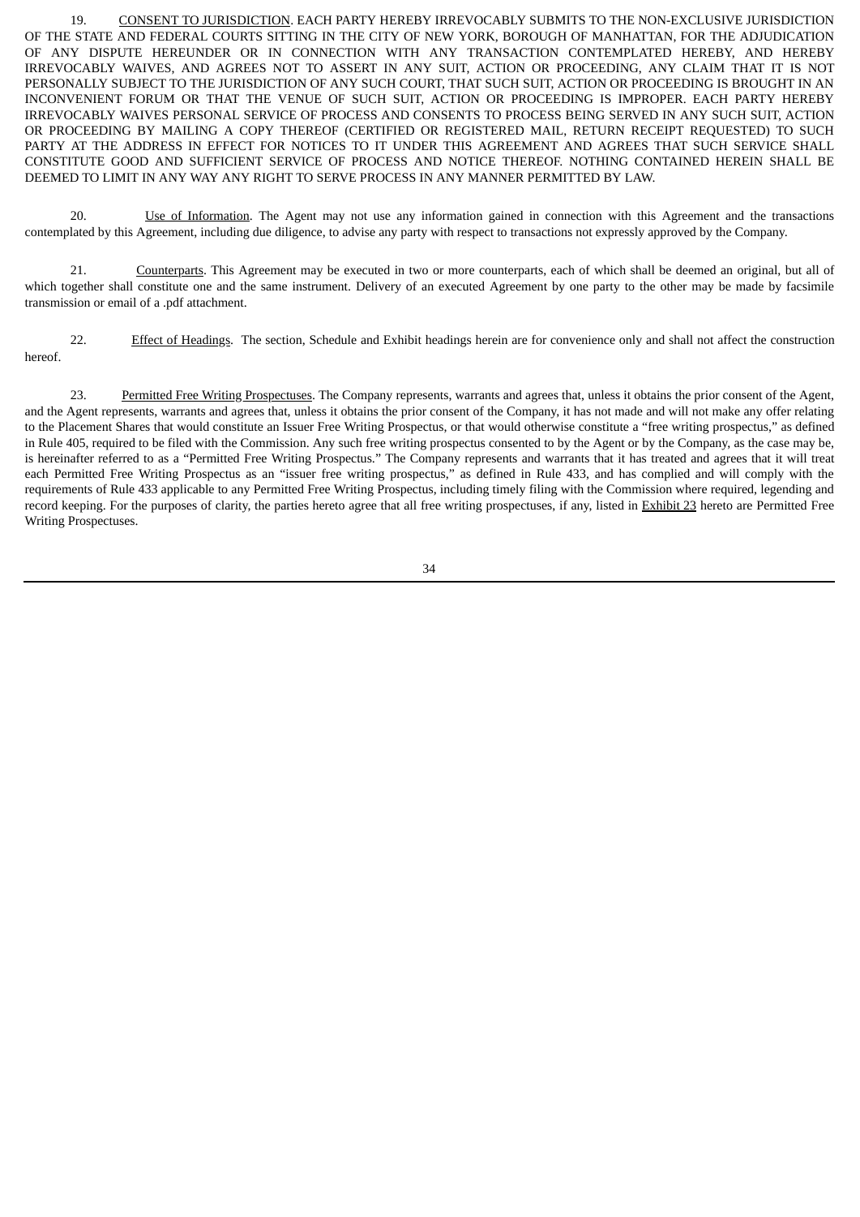19. CONSENT TO JURISDICTION. EACH PARTY HEREBY IRREVOCABLY SUBMITS TO THE NON-EXCLUSIVE JURISDICTION OF THE STATE AND FEDERAL COURTS SITTING IN THE CITY OF NEW YORK, BOROUGH OF MANHATTAN, FOR THE ADJUDICATION OF ANY DISPUTE HEREUNDER OR IN CONNECTION WITH ANY TRANSACTION CONTEMPLATED HEREBY, AND HEREBY IRREVOCABLY WAIVES, AND AGREES NOT TO ASSERT IN ANY SUIT, ACTION OR PROCEEDING, ANY CLAIM THAT IT IS NOT PERSONALLY SUBJECT TO THE JURISDICTION OF ANY SUCH COURT, THAT SUCH SUIT, ACTION OR PROCEEDING IS BROUGHT IN AN INCONVENIENT FORUM OR THAT THE VENUE OF SUCH SUIT, ACTION OR PROCEEDING IS IMPROPER. EACH PARTY HEREBY IRREVOCABLY WAIVES PERSONAL SERVICE OF PROCESS AND CONSENTS TO PROCESS BEING SERVED IN ANY SUCH SUIT, ACTION OR PROCEEDING BY MAILING A COPY THEREOF (CERTIFIED OR REGISTERED MAIL, RETURN RECEIPT REQUESTED) TO SUCH PARTY AT THE ADDRESS IN EFFECT FOR NOTICES TO IT UNDER THIS AGREEMENT AND AGREES THAT SUCH SERVICE SHALL CONSTITUTE GOOD AND SUFFICIENT SERVICE OF PROCESS AND NOTICE THEREOF. NOTHING CONTAINED HEREIN SHALL BE DEEMED TO LIMIT IN ANY WAY ANY RIGHT TO SERVE PROCESS IN ANY MANNER PERMITTED BY LAW.

20. Use of Information. The Agent may not use any information gained in connection with this Agreement and the transactions contemplated by this Agreement, including due diligence, to advise any party with respect to transactions not expressly approved by the Company.

21. Counterparts. This Agreement may be executed in two or more counterparts, each of which shall be deemed an original, but all of which together shall constitute one and the same instrument. Delivery of an executed Agreement by one party to the other may be made by facsimile transmission or email of a .pdf attachment.

22. Effect of Headings. The section, Schedule and Exhibit headings herein are for convenience only and shall not affect the construction hereof.

23. Permitted Free Writing Prospectuses. The Company represents, warrants and agrees that, unless it obtains the prior consent of the Agent, and the Agent represents, warrants and agrees that, unless it obtains the prior consent of the Company, it has not made and will not make any offer relating to the Placement Shares that would constitute an Issuer Free Writing Prospectus, or that would otherwise constitute a "free writing prospectus," as defined in Rule 405, required to be filed with the Commission. Any such free writing prospectus consented to by the Agent or by the Company, as the case may be, is hereinafter referred to as a "Permitted Free Writing Prospectus." The Company represents and warrants that it has treated and agrees that it will treat each Permitted Free Writing Prospectus as an "issuer free writing prospectus," as defined in Rule 433, and has complied and will comply with the requirements of Rule 433 applicable to any Permitted Free Writing Prospectus, including timely filing with the Commission where required, legending and record keeping. For the purposes of clarity, the parties hereto agree that all free writing prospectuses, if any, listed in Exhibit 23 hereto are Permitted Free Writing Prospectuses.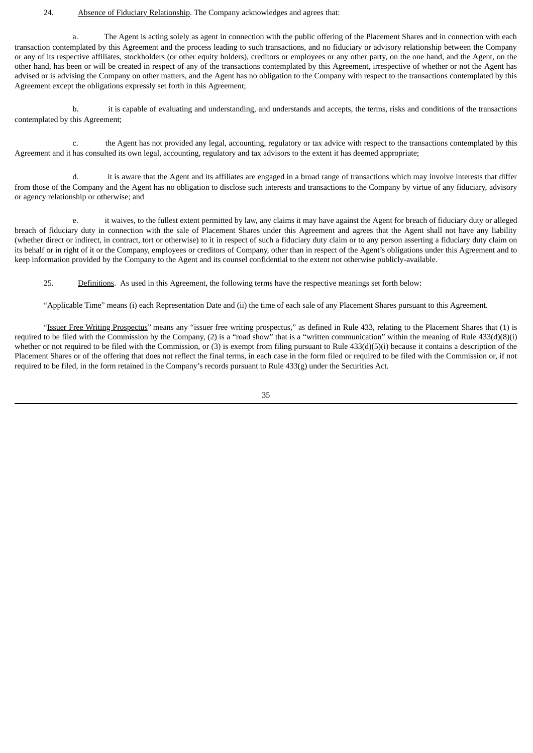24. Absence of Fiduciary Relationship. The Company acknowledges and agrees that:

a. The Agent is acting solely as agent in connection with the public offering of the Placement Shares and in connection with each transaction contemplated by this Agreement and the process leading to such transactions, and no fiduciary or advisory relationship between the Company or any of its respective affiliates, stockholders (or other equity holders), creditors or employees or any other party, on the one hand, and the Agent, on the other hand, has been or will be created in respect of any of the transactions contemplated by this Agreement, irrespective of whether or not the Agent has advised or is advising the Company on other matters, and the Agent has no obligation to the Company with respect to the transactions contemplated by this Agreement except the obligations expressly set forth in this Agreement;

b. it is capable of evaluating and understanding, and understands and accepts, the terms, risks and conditions of the transactions contemplated by this Agreement;

c. the Agent has not provided any legal, accounting, regulatory or tax advice with respect to the transactions contemplated by this Agreement and it has consulted its own legal, accounting, regulatory and tax advisors to the extent it has deemed appropriate;

d. it is aware that the Agent and its affiliates are engaged in a broad range of transactions which may involve interests that differ from those of the Company and the Agent has no obligation to disclose such interests and transactions to the Company by virtue of any fiduciary, advisory or agency relationship or otherwise; and

e. it waives, to the fullest extent permitted by law, any claims it may have against the Agent for breach of fiduciary duty or alleged breach of fiduciary duty in connection with the sale of Placement Shares under this Agreement and agrees that the Agent shall not have any liability (whether direct or indirect, in contract, tort or otherwise) to it in respect of such a fiduciary duty claim or to any person asserting a fiduciary duty claim on its behalf or in right of it or the Company, employees or creditors of Company, other than in respect of the Agent's obligations under this Agreement and to keep information provided by the Company to the Agent and its counsel confidential to the extent not otherwise publicly-available.

25. Definitions. As used in this Agreement, the following terms have the respective meanings set forth below:

"Applicable Time" means (i) each Representation Date and (ii) the time of each sale of any Placement Shares pursuant to this Agreement.

"Issuer Free Writing Prospectus" means any "issuer free writing prospectus," as defined in Rule 433, relating to the Placement Shares that (1) is required to be filed with the Commission by the Company, (2) is a "road show" that is a "written communication" within the meaning of Rule 433(d)(8)(i) whether or not required to be filed with the Commission, or (3) is exempt from filing pursuant to Rule 433(d)(5)(i) because it contains a description of the Placement Shares or of the offering that does not reflect the final terms, in each case in the form filed or required to be filed with the Commission or, if not required to be filed, in the form retained in the Company's records pursuant to Rule 433(g) under the Securities Act.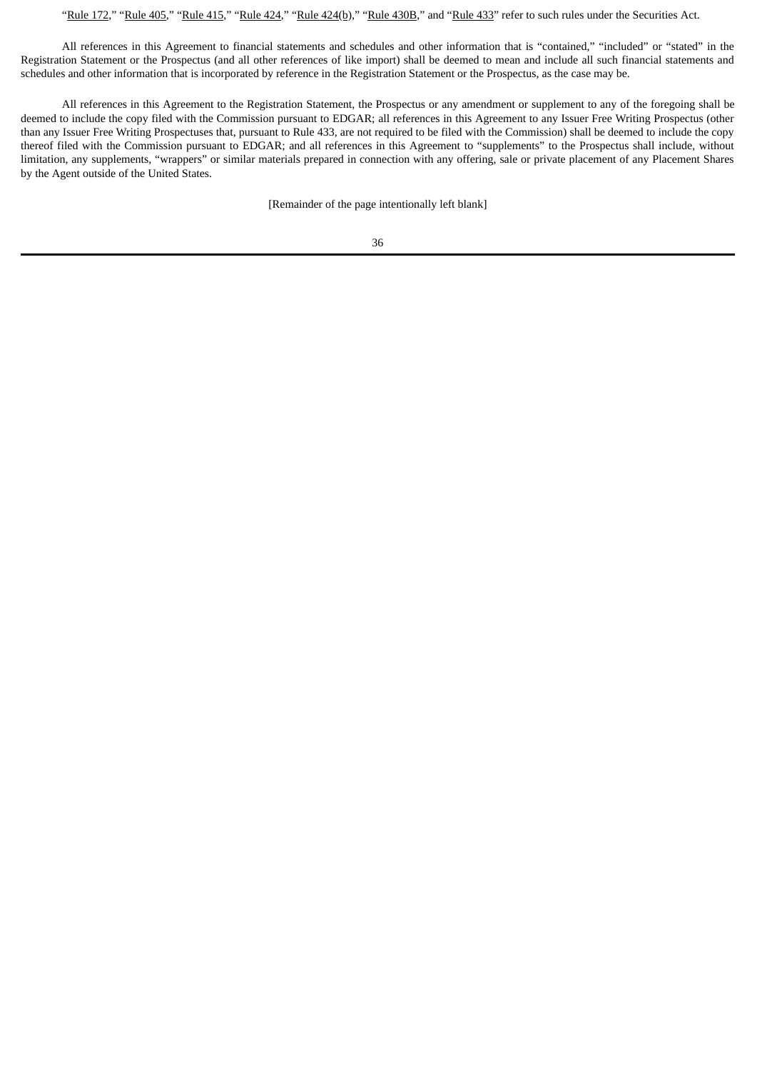"Rule 172," "Rule 405," "Rule 415," "Rule 424," "Rule 424(b)," "Rule 430B," and "Rule 433" refer to such rules under the Securities Act.

All references in this Agreement to financial statements and schedules and other information that is "contained," "included" or "stated" in the Registration Statement or the Prospectus (and all other references of like import) shall be deemed to mean and include all such financial statements and schedules and other information that is incorporated by reference in the Registration Statement or the Prospectus, as the case may be.

All references in this Agreement to the Registration Statement, the Prospectus or any amendment or supplement to any of the foregoing shall be deemed to include the copy filed with the Commission pursuant to EDGAR; all references in this Agreement to any Issuer Free Writing Prospectus (other than any Issuer Free Writing Prospectuses that, pursuant to Rule 433, are not required to be filed with the Commission) shall be deemed to include the copy thereof filed with the Commission pursuant to EDGAR; and all references in this Agreement to "supplements" to the Prospectus shall include, without limitation, any supplements, "wrappers" or similar materials prepared in connection with any offering, sale or private placement of any Placement Shares by the Agent outside of the United States.

[Remainder of the page intentionally left blank]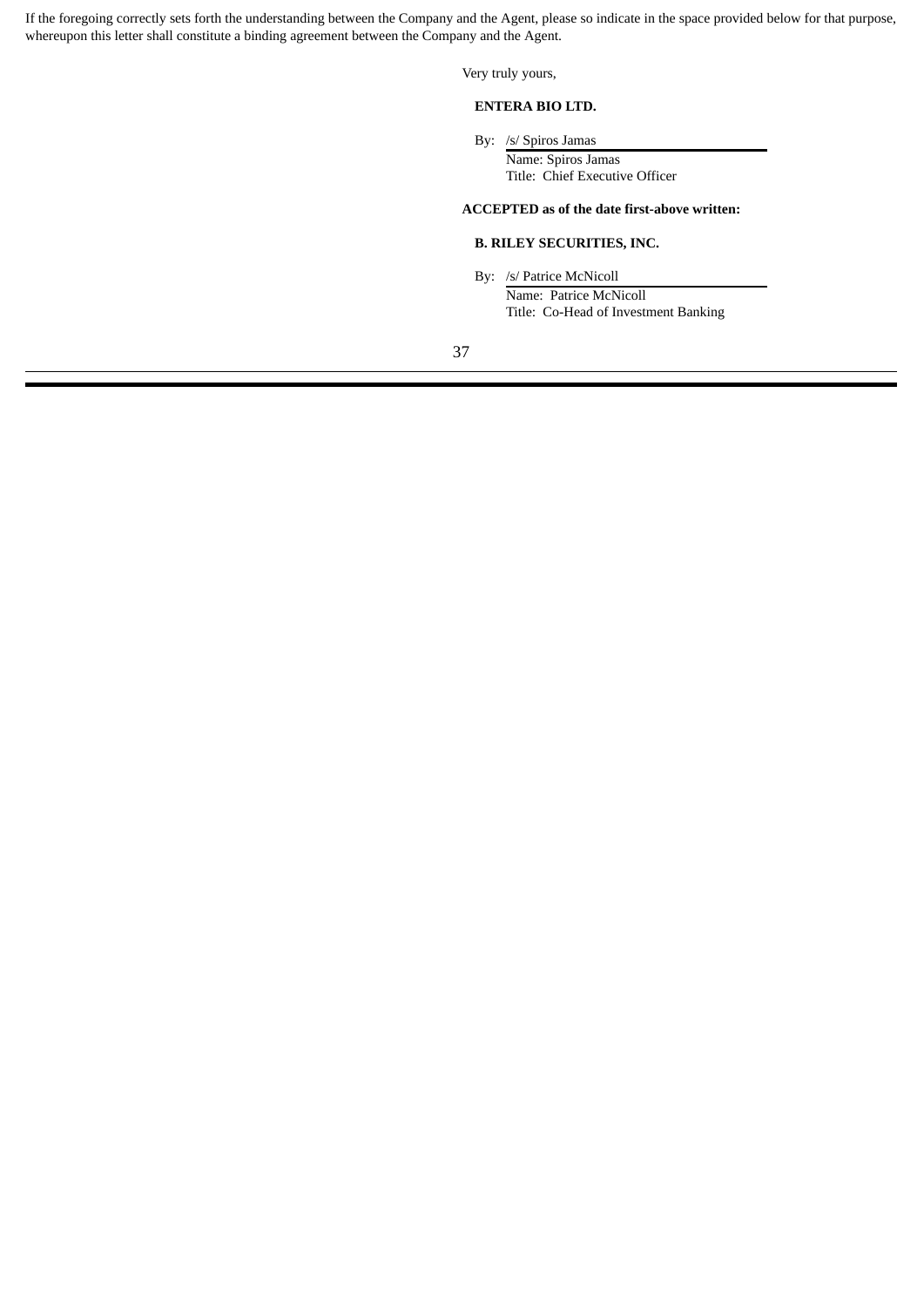If the foregoing correctly sets forth the understanding between the Company and the Agent, please so indicate in the space provided below for that purpose, whereupon this letter shall constitute a binding agreement between the Company and the Agent.

Very truly yours,

**ENTERA BIO LTD.**

By: /s/ Spiros Jamas

Name: Spiros Jamas

Title: Chief Executive Officer

**ACCEPTED as of the date first-above written:**

**B. RILEY SECURITIES, INC.**

By: /s/ Patrice McNicoll

Name: Patrice McNicoll

Title: Co-Head of Investment Banking